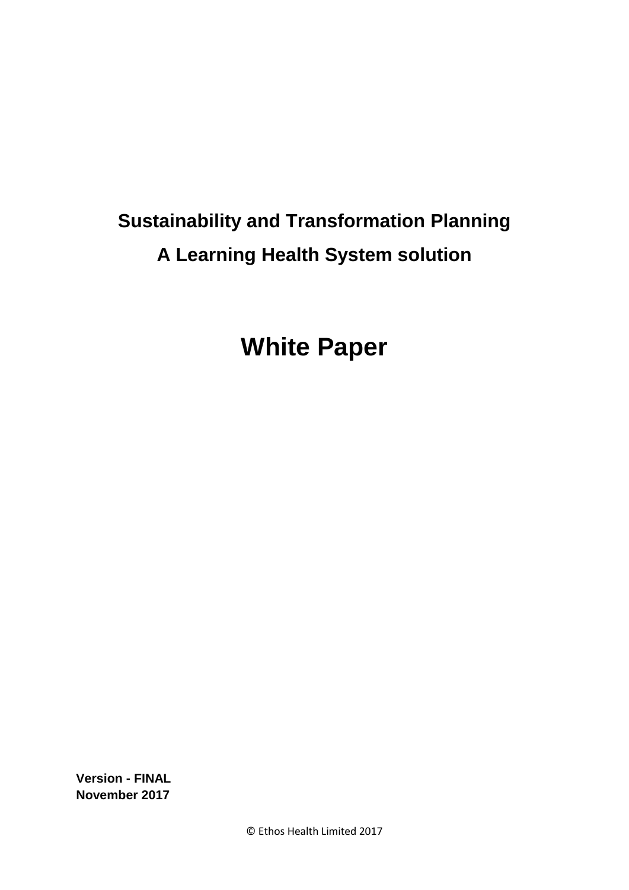# Sustainability and Transformation Planning

# A Learning Health System solution

# White Paper

**Version - FINAL**
**November 2017**

© Ethos Health Limited 2017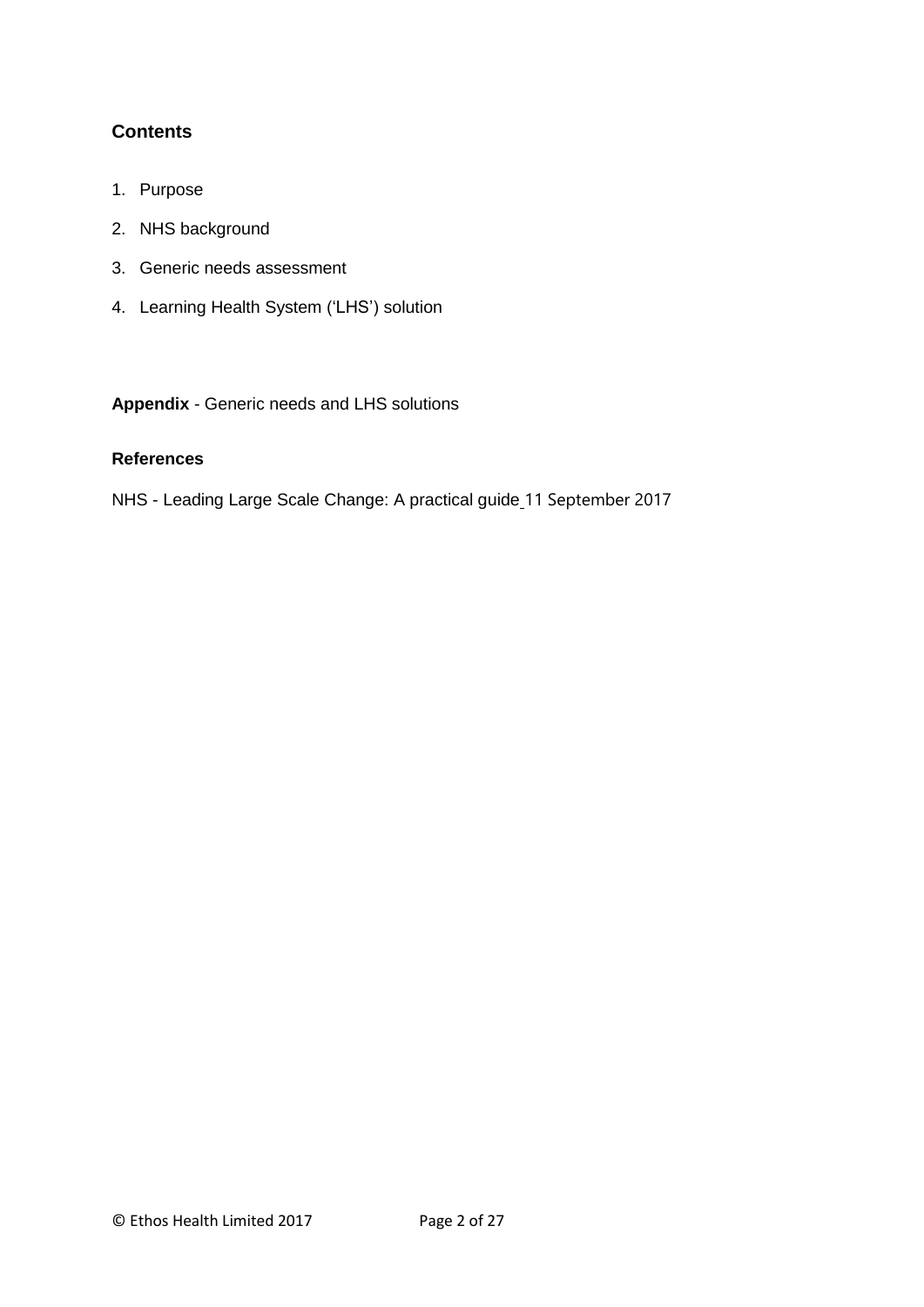## Contents

1. Purpose
2. NHS background
3. Generic needs assessment
4. Learning Health System ('LHS') solution

**Appendix** - Generic needs and LHS solutions

**References**

NHS - Leading Large Scale Change: A practical guide 11 September 2017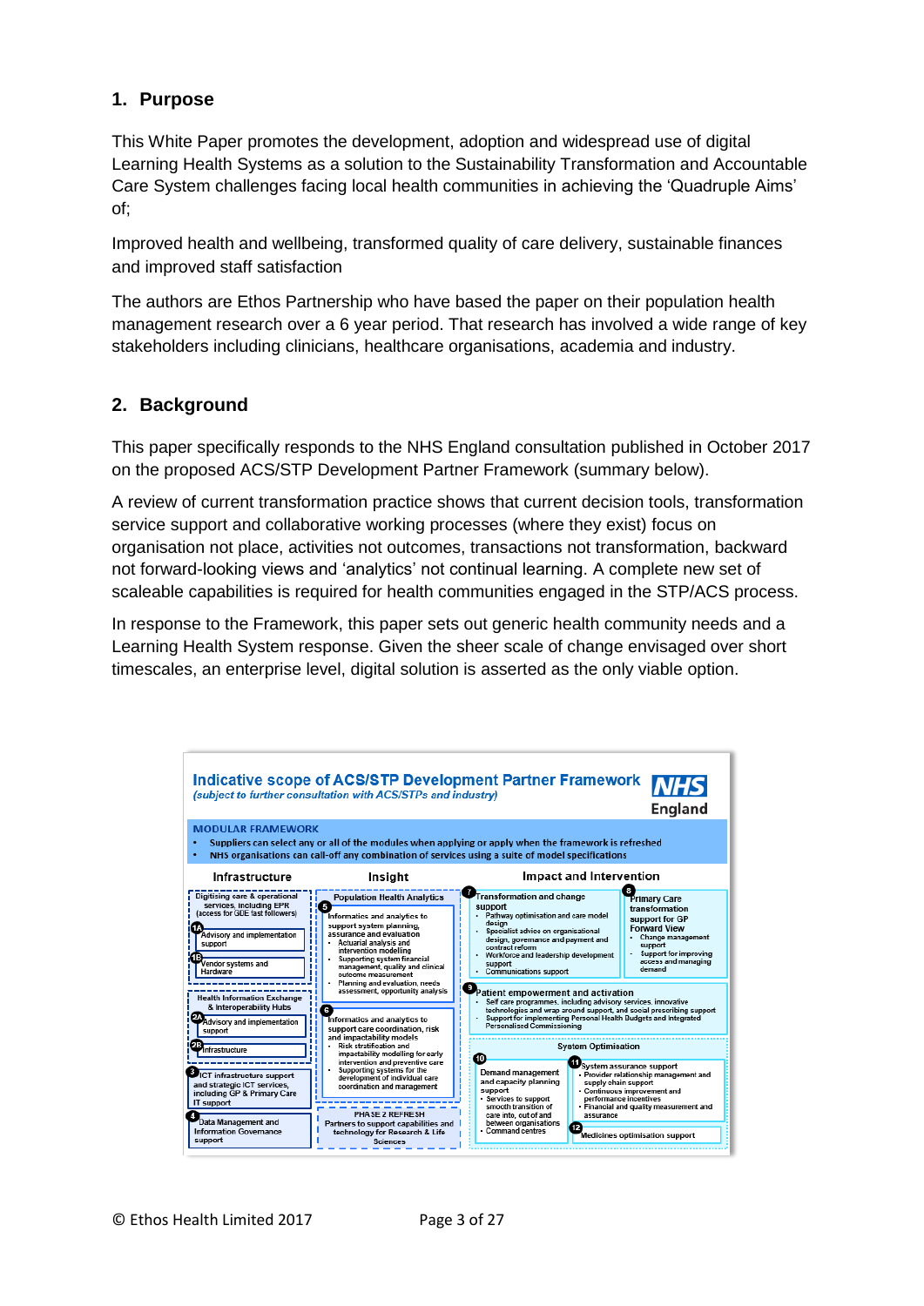## 1. Purpose

This White Paper promotes the development, adoption and widespread use of digital Learning Health Systems as a solution to the Sustainability Transformation and Accountable Care System challenges facing local health communities in achieving the 'Quadruple Aims' of;

Improved health and wellbeing, transformed quality of care delivery, sustainable finances and improved staff satisfaction

The authors are Ethos Partnership who have based the paper on their population health management research over a 6 year period. That research has involved a wide range of key stakeholders including clinicians, healthcare organisations, academia and industry.

## 2. Background

This paper specifically responds to the NHS England consultation published in October 2017 on the proposed ACS/STP Development Partner Framework (summary below).

A review of current transformation practice shows that current decision tools, transformation service support and collaborative working processes (where they exist) focus on organisation not place, activities not outcomes, transactions not transformation, backward not forward-looking views and 'analytics' not continual learning. A complete new set of scaleable capabilities is required for health communities engaged in the STP/ACS process.

In response to the Framework, this paper sets out generic health community needs and a Learning Health System response. Given the sheer scale of change envisaged over short timescales, an enterprise level, digital solution is asserted as the only viable option.

**Indicative scope of ACS/STP Development Partner Framework**
*(subject to further consultation with ACS/STPs and industry)*

NHS England

**MODULAR FRAMEWORK**
- Suppliers can select any or all of the modules when applying or apply when the framework is refreshed
- NHS organisations can call-off any combination of services using a suite of model specifications

**Infrastructure**

- Digitising care & operational services, including EPR (access for GDE fast followers)
  - 1A Advisory and implementation support
  - 1B Vendor systems and Hardware
- Health Information Exchange & Interoperability Hubs
  - 2A Advisory and implementation support
  - 2B Infrastructure
- 3 ICT infrastructure support and strategic ICT services, including GP & Primary Care IT support
- 4 Data Management and Information Governance support

**Insight**

- Population Health Analytics
  - 5 Informatics and analytics to support system planning, assurance and evaluation
    - Actuarial analysis and intervention modelling
    - Supporting system financial management, quality and clinical outcome measurement
    - Planning and evaluation, needs assessment, opportunity analysis
  - 6 Informatics and analytics to support care coordination, risk and impactability models
    - Risk stratification and impactability modelling for early intervention and preventive care
    - Supporting systems for the development of individual care coordination and management
- PHASE 2 REFRESH: Partners to support capabilities and technology for Research & Life Sciences

**Impact and Intervention**

- 7 Transformation and change support
  - Pathway optimisation and care model design
  - Specialist advice on organisational design, governance and payment and contract reform
  - Workforce and leadership development support
  - Communications support
- 8 Primary Care transformation support for GP Forward View
  - Change management support
  - Support for improving access and managing demand
- 9 Patient empowerment and activation
  - Self care programmes, including advisory services, innovative technologies and wrap around support, and social prescribing support
  - Support for implementing Personal Health Budgets and integrated Personalised Commissioning
- System Optimisation
  - 10 Demand management and capacity planning support
    - Services to support smooth transition of care into, out of and between organisations
    - Command centres
  - 11 System assurance support
    - Provider relationship management and supply chain support
    - Continuous improvement and performance incentives
    - Financial and quality measurement and assurance
  - 12 Medicines optimisation support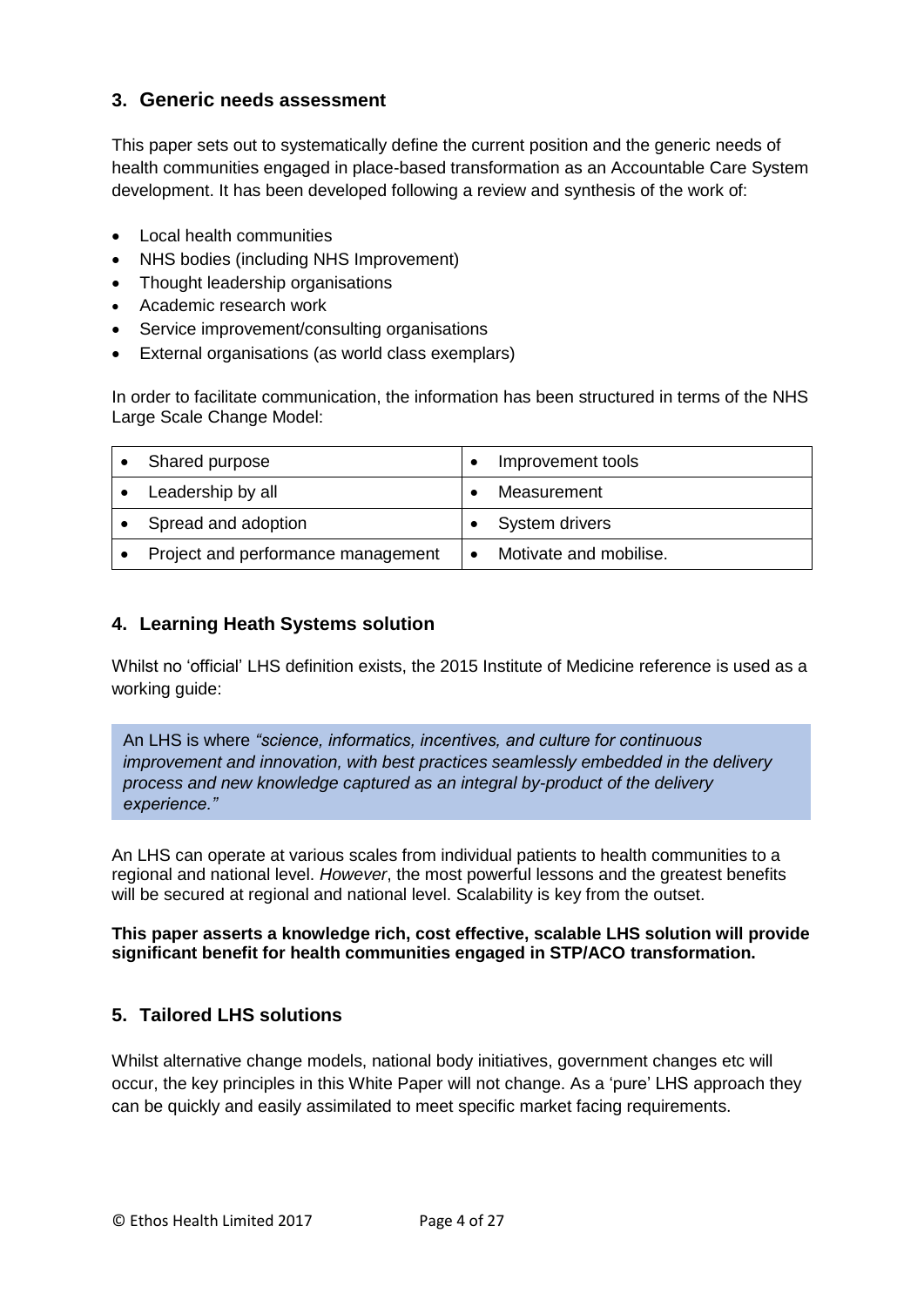## 3. Generic needs assessment

This paper sets out to systematically define the current position and the generic needs of health communities engaged in place-based transformation as an Accountable Care System development. It has been developed following a review and synthesis of the work of:

- Local health communities
- NHS bodies (including NHS Improvement)
- Thought leadership organisations
- Academic research work
- Service improvement/consulting organisations
- External organisations (as world class exemplars)

In order to facilitate communication, the information has been structured in terms of the NHS Large Scale Change Model:

| | |
|---|---|
| • Shared purpose | • Improvement tools |
| • Leadership by all | • Measurement |
| • Spread and adoption | • System drivers |
| • Project and performance management | • Motivate and mobilise. |

## 4. Learning Heath Systems solution

Whilst no 'official' LHS definition exists, the 2015 Institute of Medicine reference is used as a working guide:

> An LHS is where *"science, informatics, incentives, and culture for continuous improvement and innovation, with best practices seamlessly embedded in the delivery process and new knowledge captured as an integral by-product of the delivery experience."*

An LHS can operate at various scales from individual patients to health communities to a regional and national level. *However*, the most powerful lessons and the greatest benefits will be secured at regional and national level. Scalability is key from the outset.

**This paper asserts a knowledge rich, cost effective, scalable LHS solution will provide significant benefit for health communities engaged in STP/ACO transformation.**

## 5. Tailored LHS solutions

Whilst alternative change models, national body initiatives, government changes etc will occur, the key principles in this White Paper will not change. As a 'pure' LHS approach they can be quickly and easily assimilated to meet specific market facing requirements.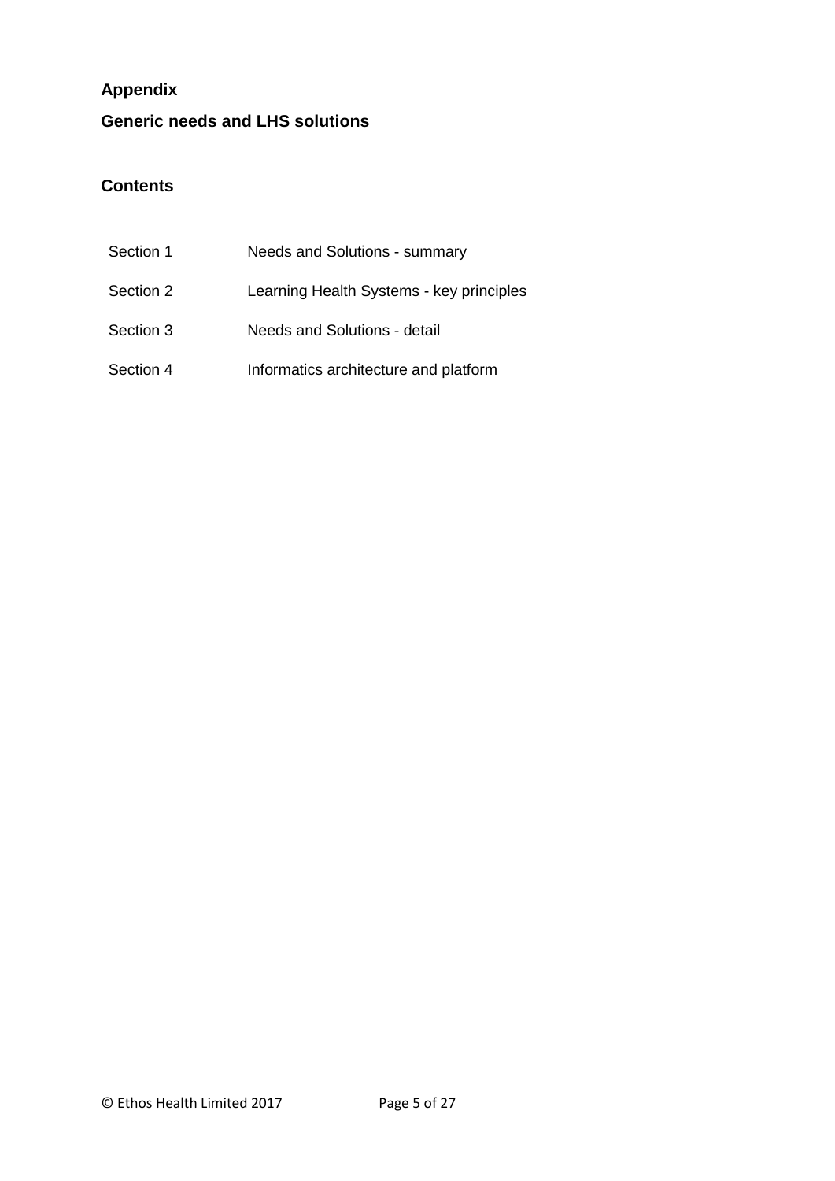## Appendix

## Generic needs and LHS solutions

### Contents

| | |
|---|---|
| Section 1 | Needs and Solutions - summary |
| Section 2 | Learning Health Systems - key principles |
| Section 3 | Needs and Solutions - detail |
| Section 4 | Informatics architecture and platform |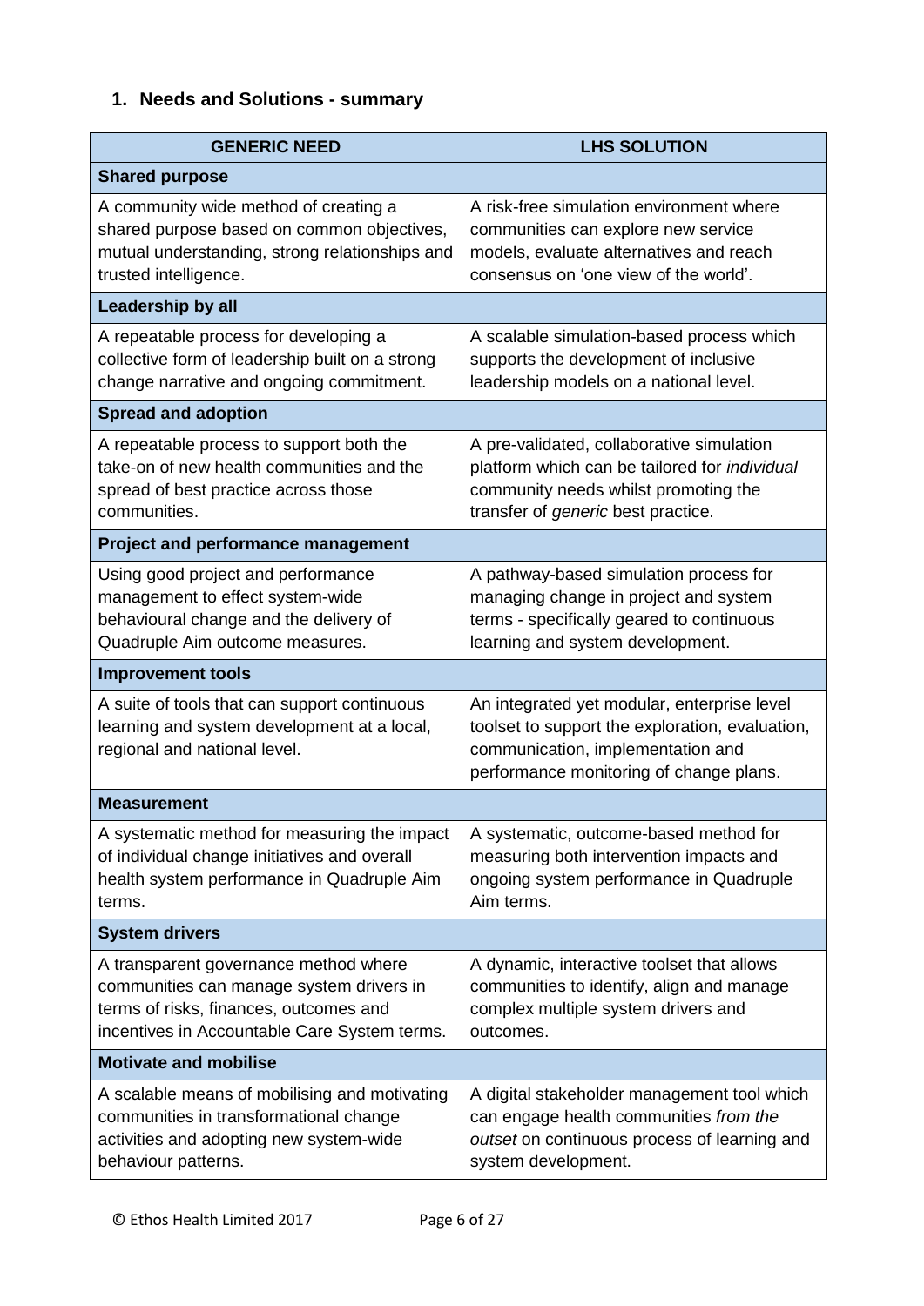## 1. Needs and Solutions - summary

| GENERIC NEED | LHS SOLUTION |
|---|---|
| **Shared purpose** | |
| A community wide method of creating a shared purpose based on common objectives, mutual understanding, strong relationships and trusted intelligence. | A risk-free simulation environment where communities can explore new service models, evaluate alternatives and reach consensus on 'one view of the world'. |
| **Leadership by all** | |
| A repeatable process for developing a collective form of leadership built on a strong change narrative and ongoing commitment. | A scalable simulation-based process which supports the development of inclusive leadership models on a national level. |
| **Spread and adoption** | |
| A repeatable process to support both the take-on of new health communities and the spread of best practice across those communities. | A pre-validated, collaborative simulation platform which can be tailored for *individual* community needs whilst promoting the transfer of *generic* best practice. |
| **Project and performance management** | |
| Using good project and performance management to effect system-wide behavioural change and the delivery of Quadruple Aim outcome measures. | A pathway-based simulation process for managing change in project and system terms - specifically geared to continuous learning and system development. |
| **Improvement tools** | |
| A suite of tools that can support continuous learning and system development at a local, regional and national level. | An integrated yet modular, enterprise level toolset to support the exploration, evaluation, communication, implementation and performance monitoring of change plans. |
| **Measurement** | |
| A systematic method for measuring the impact of individual change initiatives and overall health system performance in Quadruple Aim terms. | A systematic, outcome-based method for measuring both intervention impacts and ongoing system performance in Quadruple Aim terms. |
| **System drivers** | |
| A transparent governance method where communities can manage system drivers in terms of risks, finances, outcomes and incentives in Accountable Care System terms. | A dynamic, interactive toolset that allows communities to identify, align and manage complex multiple system drivers and outcomes. |
| **Motivate and mobilise** | |
| A scalable means of mobilising and motivating communities in transformational change activities and adopting new system-wide behaviour patterns. | A digital stakeholder management tool which can engage health communities *from the outset* on continuous process of learning and system development. |

© Ethos Health Limited 2017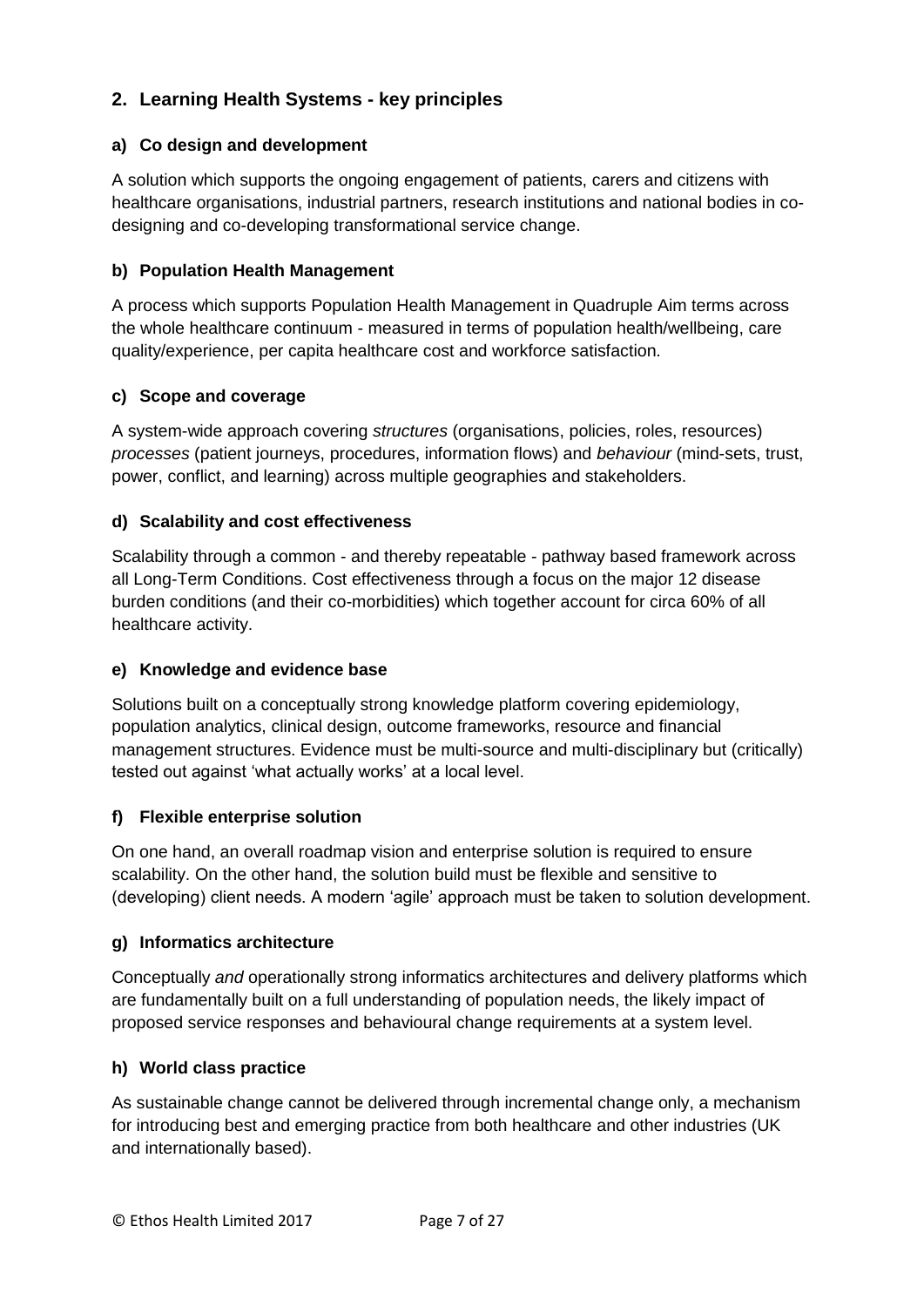## 2. Learning Health Systems - key principles

### a) Co design and development

A solution which supports the ongoing engagement of patients, carers and citizens with healthcare organisations, industrial partners, research institutions and national bodies in co-designing and co-developing transformational service change.

### b) Population Health Management

A process which supports Population Health Management in Quadruple Aim terms across the whole healthcare continuum - measured in terms of population health/wellbeing, care quality/experience, per capita healthcare cost and workforce satisfaction.

### c) Scope and coverage

A system-wide approach covering *structures* (organisations, policies, roles, resources) *processes* (patient journeys, procedures, information flows) and *behaviour* (mind-sets, trust, power, conflict, and learning) across multiple geographies and stakeholders.

### d) Scalability and cost effectiveness

Scalability through a common - and thereby repeatable - pathway based framework across all Long-Term Conditions. Cost effectiveness through a focus on the major 12 disease burden conditions (and their co-morbidities) which together account for circa 60% of all healthcare activity.

### e) Knowledge and evidence base

Solutions built on a conceptually strong knowledge platform covering epidemiology, population analytics, clinical design, outcome frameworks, resource and financial management structures. Evidence must be multi-source and multi-disciplinary but (critically) tested out against 'what actually works' at a local level.

### f) Flexible enterprise solution

On one hand, an overall roadmap vision and enterprise solution is required to ensure scalability. On the other hand, the solution build must be flexible and sensitive to (developing) client needs. A modern 'agile' approach must be taken to solution development.

### g) Informatics architecture

Conceptually *and* operationally strong informatics architectures and delivery platforms which are fundamentally built on a full understanding of population needs, the likely impact of proposed service responses and behavioural change requirements at a system level.

### h) World class practice

As sustainable change cannot be delivered through incremental change only, a mechanism for introducing best and emerging practice from both healthcare and other industries (UK and internationally based).

© Ethos Health Limited 2017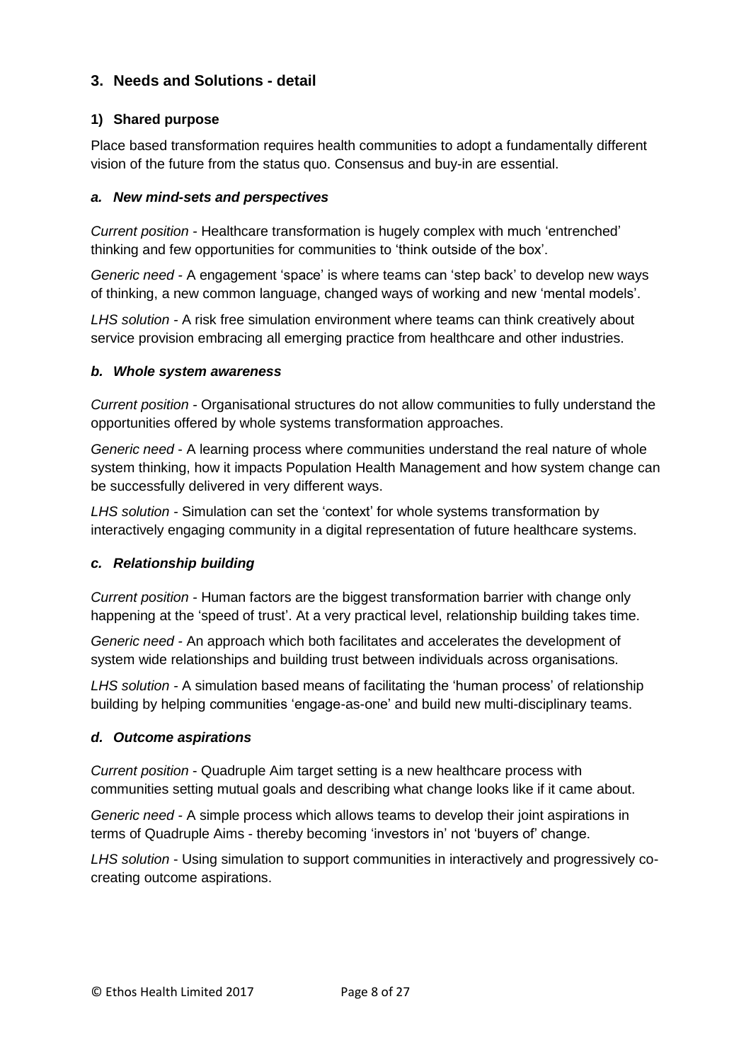## 3. Needs and Solutions - detail

### 1) Shared purpose

Place based transformation requires health communities to adopt a fundamentally different vision of the future from the status quo. Consensus and buy-in are essential.

#### *a. New mind-sets and perspectives*

*Current position* - Healthcare transformation is hugely complex with much 'entrenched' thinking and few opportunities for communities to 'think outside of the box'.

*Generic need* - A engagement 'space' is where teams can 'step back' to develop new ways of thinking, a new common language, changed ways of working and new 'mental models'.

*LHS solution* - A risk free simulation environment where teams can think creatively about service provision embracing all emerging practice from healthcare and other industries.

#### *b. Whole system awareness*

*Current position* - Organisational structures do not allow communities to fully understand the opportunities offered by whole systems transformation approaches.

*Generic need* - A learning process where communities understand the real nature of whole system thinking, how it impacts Population Health Management and how system change can be successfully delivered in very different ways.

*LHS solution* - Simulation can set the 'context' for whole systems transformation by interactively engaging community in a digital representation of future healthcare systems.

#### *c. Relationship building*

*Current position* - Human factors are the biggest transformation barrier with change only happening at the 'speed of trust'. At a very practical level, relationship building takes time.

*Generic need* - An approach which both facilitates and accelerates the development of system wide relationships and building trust between individuals across organisations.

*LHS solution* - A simulation based means of facilitating the 'human process' of relationship building by helping communities 'engage-as-one' and build new multi-disciplinary teams.

#### *d. Outcome aspirations*

*Current position* - Quadruple Aim target setting is a new healthcare process with communities setting mutual goals and describing what change looks like if it came about.

*Generic need* - A simple process which allows teams to develop their joint aspirations in terms of Quadruple Aims - thereby becoming 'investors in' not 'buyers of' change.

*LHS solution* - Using simulation to support communities in interactively and progressively co-creating outcome aspirations.

© Ethos Health Limited 2017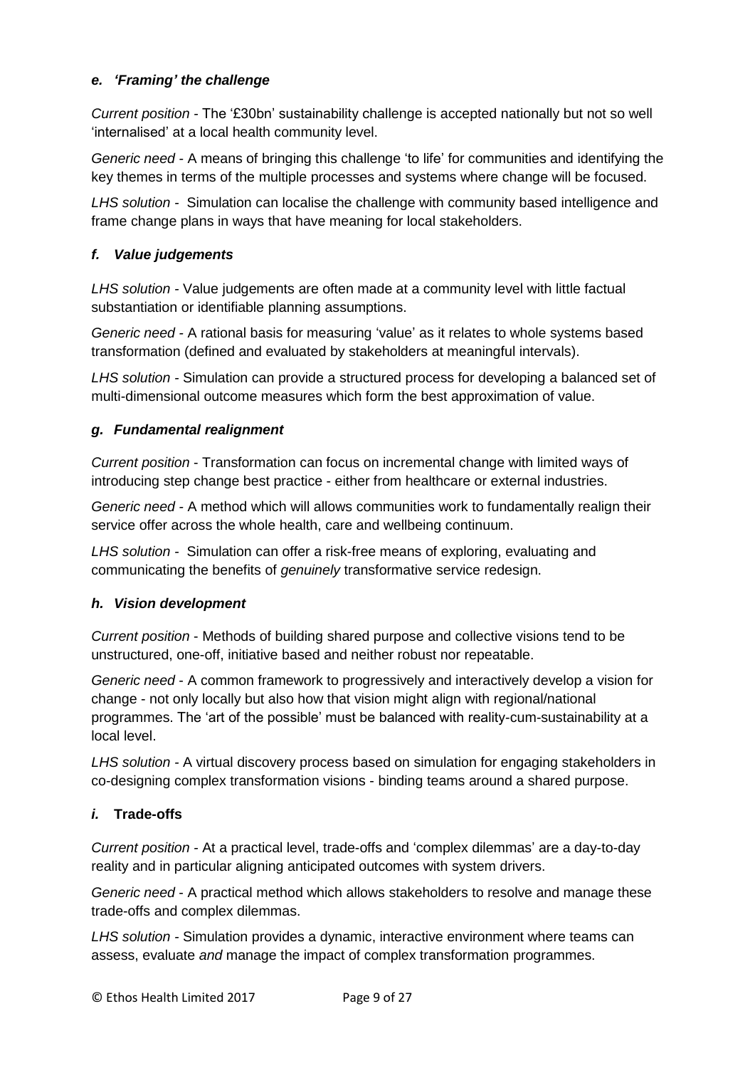### *e. 'Framing' the challenge*

*Current position* - The '£30bn' sustainability challenge is accepted nationally but not so well 'internalised' at a local health community level.

*Generic need* - A means of bringing this challenge 'to life' for communities and identifying the key themes in terms of the multiple processes and systems where change will be focused.

*LHS solution* - Simulation can localise the challenge with community based intelligence and frame change plans in ways that have meaning for local stakeholders.

### *f. Value judgements*

*LHS solution* - Value judgements are often made at a community level with little factual substantiation or identifiable planning assumptions.

*Generic need* - A rational basis for measuring 'value' as it relates to whole systems based transformation (defined and evaluated by stakeholders at meaningful intervals).

*LHS solution* - Simulation can provide a structured process for developing a balanced set of multi-dimensional outcome measures which form the best approximation of value.

### *g. Fundamental realignment*

*Current position* - Transformation can focus on incremental change with limited ways of introducing step change best practice - either from healthcare or external industries.

*Generic need* - A method which will allows communities work to fundamentally realign their service offer across the whole health, care and wellbeing continuum.

*LHS solution* - Simulation can offer a risk-free means of exploring, evaluating and communicating the benefits of *genuinely* transformative service redesign.

### *h. Vision development*

*Current position* - Methods of building shared purpose and collective visions tend to be unstructured, one-off, initiative based and neither robust nor repeatable.

*Generic need* - A common framework to progressively and interactively develop a vision for change - not only locally but also how that vision might align with regional/national programmes. The 'art of the possible' must be balanced with reality-cum-sustainability at a local level.

*LHS solution* - A virtual discovery process based on simulation for engaging stakeholders in co-designing complex transformation visions - binding teams around a shared purpose.

### *i.* **Trade-offs**

*Current position* - At a practical level, trade-offs and 'complex dilemmas' are a day-to-day reality and in particular aligning anticipated outcomes with system drivers.

*Generic need* - A practical method which allows stakeholders to resolve and manage these trade-offs and complex dilemmas.

*LHS solution* - Simulation provides a dynamic, interactive environment where teams can assess, evaluate *and* manage the impact of complex transformation programmes.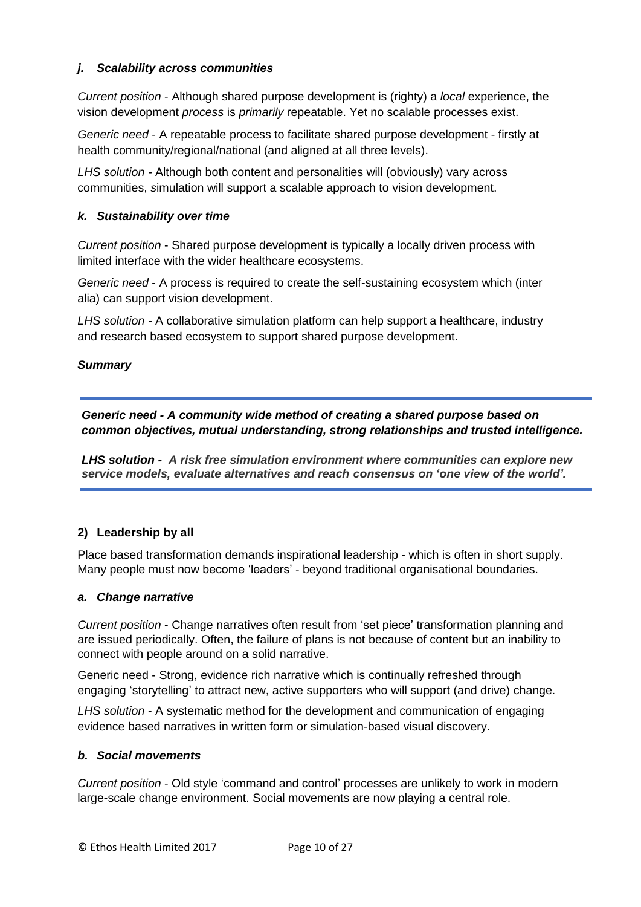#### *j. Scalability across communities*

*Current position* - Although shared purpose development is (righty) a *local* experience, the vision development *process* is *primarily* repeatable. Yet no scalable processes exist.

*Generic need* - A repeatable process to facilitate shared purpose development - firstly at health community/regional/national (and aligned at all three levels).

*LHS solution* - Although both content and personalities will (obviously) vary across communities, simulation will support a scalable approach to vision development.

#### *k. Sustainability over time*

*Current position* - Shared purpose development is typically a locally driven process with limited interface with the wider healthcare ecosystems.

*Generic need* - A process is required to create the self-sustaining ecosystem which (inter alia) can support vision development.

*LHS solution* - A collaborative simulation platform can help support a healthcare, industry and research based ecosystem to support shared purpose development.

#### *Summary*

---

***Generic need - A community wide method of creating a shared purpose based on common objectives, mutual understanding, strong relationships and trusted intelligence.***

***LHS solution - A risk free simulation environment where communities can explore new service models, evaluate alternatives and reach consensus on 'one view of the world'.***

---

### 2) Leadership by all

Place based transformation demands inspirational leadership - which is often in short supply. Many people must now become 'leaders' - beyond traditional organisational boundaries.

#### *a. Change narrative*

*Current position* - Change narratives often result from 'set piece' transformation planning and are issued periodically. Often, the failure of plans is not because of content but an inability to connect with people around on a solid narrative.

Generic need - Strong, evidence rich narrative which is continually refreshed through engaging 'storytelling' to attract new, active supporters who will support (and drive) change.

*LHS solution* - A systematic method for the development and communication of engaging evidence based narratives in written form or simulation-based visual discovery.

#### *b. Social movements*

*Current position* - Old style 'command and control' processes are unlikely to work in modern large-scale change environment. Social movements are now playing a central role.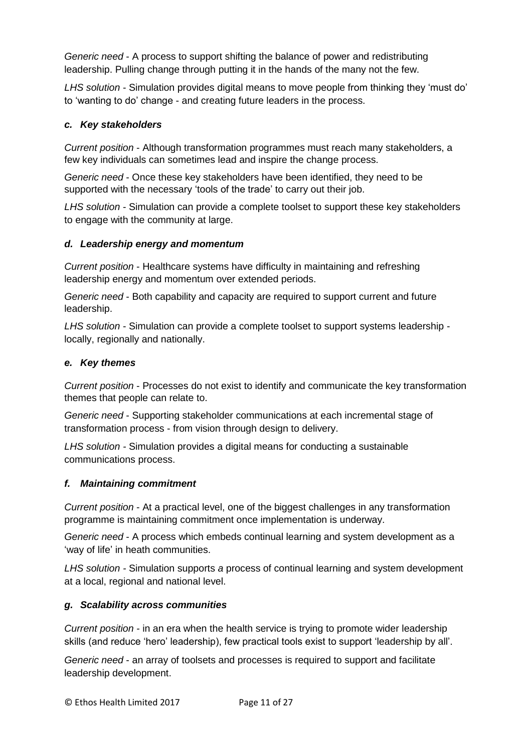*Generic need* - A process to support shifting the balance of power and redistributing leadership. Pulling change through putting it in the hands of the many not the few.

*LHS solution* - Simulation provides digital means to move people from thinking they 'must do' to 'wanting to do' change - and creating future leaders in the process.

### *c. Key stakeholders*

*Current position* - Although transformation programmes must reach many stakeholders, a few key individuals can sometimes lead and inspire the change process.

*Generic need* - Once these key stakeholders have been identified, they need to be supported with the necessary 'tools of the trade' to carry out their job.

*LHS solution* - Simulation can provide a complete toolset to support these key stakeholders to engage with the community at large.

### *d. Leadership energy and momentum*

*Current position* - Healthcare systems have difficulty in maintaining and refreshing leadership energy and momentum over extended periods.

*Generic need* - Both capability and capacity are required to support current and future leadership.

*LHS solution* - Simulation can provide a complete toolset to support systems leadership - locally, regionally and nationally.

### *e. Key themes*

*Current position* - Processes do not exist to identify and communicate the key transformation themes that people can relate to.

*Generic need* - Supporting stakeholder communications at each incremental stage of transformation process - from vision through design to delivery.

*LHS solution* - Simulation provides a digital means for conducting a sustainable communications process.

### *f. Maintaining commitment*

*Current position* - At a practical level, one of the biggest challenges in any transformation programme is maintaining commitment once implementation is underway.

*Generic need* - A process which embeds continual learning and system development as a 'way of life' in heath communities.

*LHS solution* - Simulation supports *a* process of continual learning and system development at a local, regional and national level.

### *g. Scalability across communities*

*Current position* - in an era when the health service is trying to promote wider leadership skills (and reduce 'hero' leadership), few practical tools exist to support 'leadership by all'.

*Generic need* - an array of toolsets and processes is required to support and facilitate leadership development.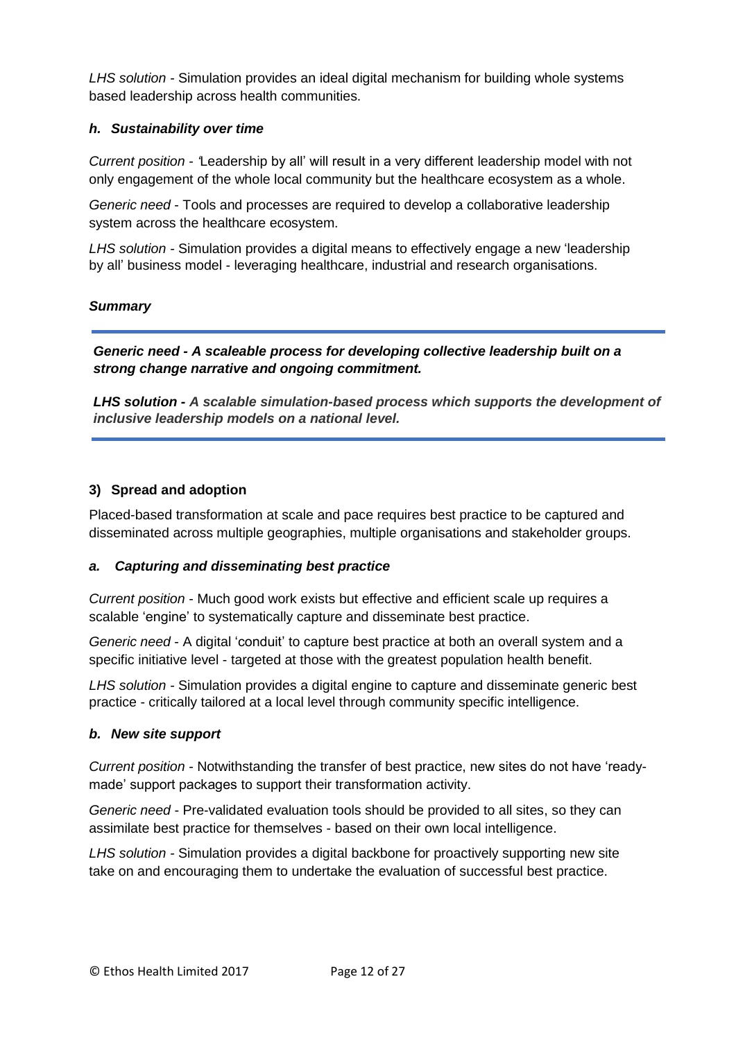*LHS solution* - Simulation provides an ideal digital mechanism for building whole systems based leadership across health communities.

#### *h. Sustainability over time*

*Current position* - 'Leadership by all' will result in a very different leadership model with not only engagement of the whole local community but the healthcare ecosystem as a whole.

*Generic need* - Tools and processes are required to develop a collaborative leadership system across the healthcare ecosystem.

*LHS solution* - Simulation provides a digital means to effectively engage a new 'leadership by all' business model - leveraging healthcare, industrial and research organisations.

#### *Summary*

---

***Generic need - A scaleable process for developing collective leadership built on a strong change narrative and ongoing commitment.***

***LHS solution - A scalable simulation-based process which supports the development of inclusive leadership models on a national level.***

---

### 3) Spread and adoption

Placed-based transformation at scale and pace requires best practice to be captured and disseminated across multiple geographies, multiple organisations and stakeholder groups.

#### *a. Capturing and disseminating best practice*

*Current position* - Much good work exists but effective and efficient scale up requires a scalable 'engine' to systematically capture and disseminate best practice.

*Generic need* - A digital 'conduit' to capture best practice at both an overall system and a specific initiative level - targeted at those with the greatest population health benefit.

*LHS solution* - Simulation provides a digital engine to capture and disseminate generic best practice - critically tailored at a local level through community specific intelligence.

#### *b. New site support*

*Current position* - Notwithstanding the transfer of best practice, new sites do not have 'ready-made' support packages to support their transformation activity.

*Generic need* - Pre-validated evaluation tools should be provided to all sites, so they can assimilate best practice for themselves - based on their own local intelligence.

*LHS solution* - Simulation provides a digital backbone for proactively supporting new site take on and encouraging them to undertake the evaluation of successful best practice.

© Ethos Health Limited 2017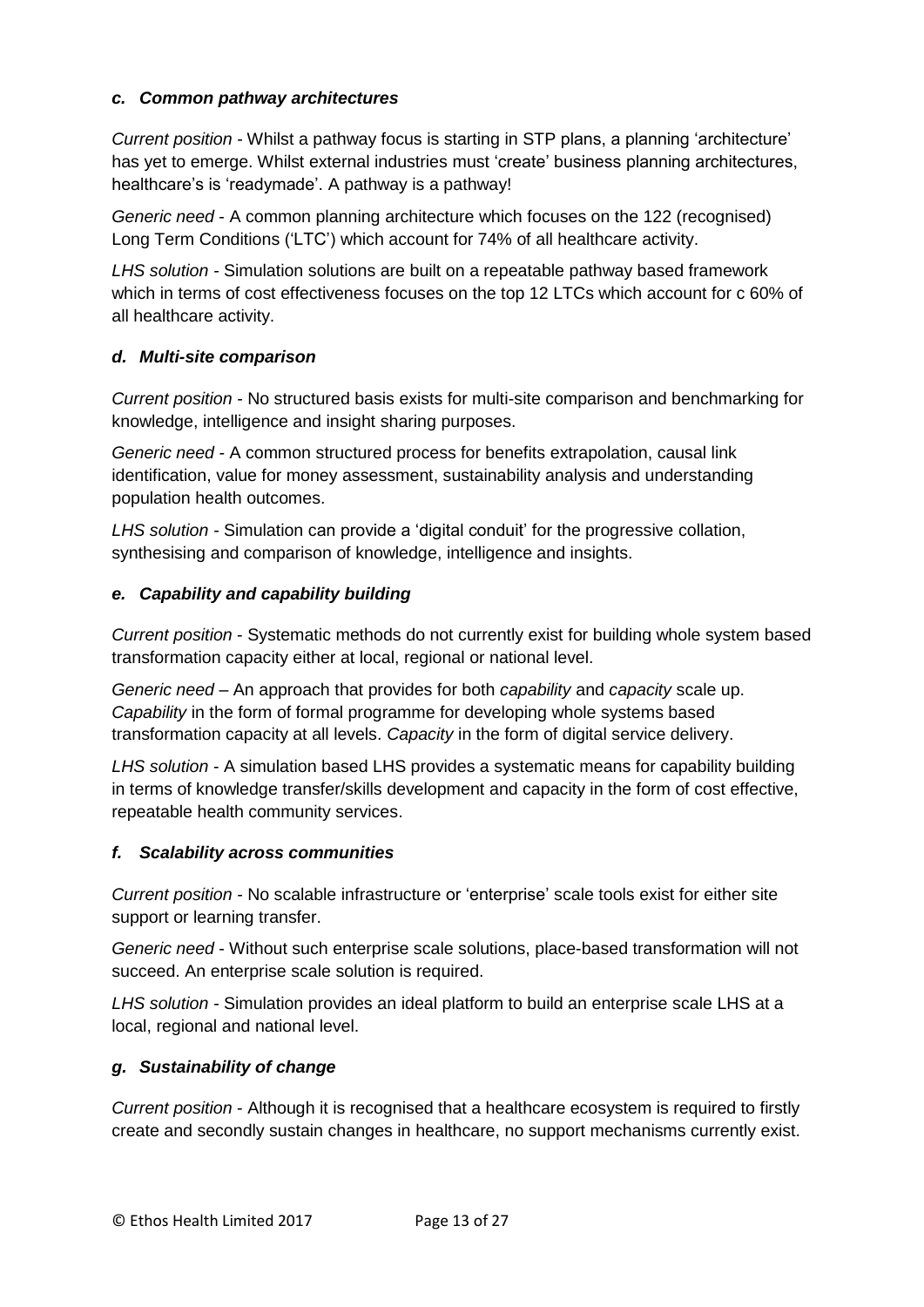### *c. Common pathway architectures*

*Current position* - Whilst a pathway focus is starting in STP plans, a planning 'architecture' has yet to emerge. Whilst external industries must 'create' business planning architectures, healthcare's is 'readymade'. A pathway is a pathway!

*Generic need* - A common planning architecture which focuses on the 122 (recognised) Long Term Conditions ('LTC') which account for 74% of all healthcare activity.

*LHS solution* - Simulation solutions are built on a repeatable pathway based framework which in terms of cost effectiveness focuses on the top 12 LTCs which account for c 60% of all healthcare activity.

### *d. Multi-site comparison*

*Current position* - No structured basis exists for multi-site comparison and benchmarking for knowledge, intelligence and insight sharing purposes.

*Generic need* - A common structured process for benefits extrapolation, causal link identification, value for money assessment, sustainability analysis and understanding population health outcomes.

*LHS solution* - Simulation can provide a 'digital conduit' for the progressive collation, synthesising and comparison of knowledge, intelligence and insights.

### *e. Capability and capability building*

*Current position* - Systematic methods do not currently exist for building whole system based transformation capacity either at local, regional or national level.

*Generic need* – An approach that provides for both *capability* and *capacity* scale up. *Capability* in the form of formal programme for developing whole systems based transformation capacity at all levels. *Capacity* in the form of digital service delivery.

*LHS solution* - A simulation based LHS provides a systematic means for capability building in terms of knowledge transfer/skills development and capacity in the form of cost effective, repeatable health community services.

### *f. Scalability across communities*

*Current position* - No scalable infrastructure or 'enterprise' scale tools exist for either site support or learning transfer.

*Generic need* - Without such enterprise scale solutions, place-based transformation will not succeed. An enterprise scale solution is required.

*LHS solution* - Simulation provides an ideal platform to build an enterprise scale LHS at a local, regional and national level.

### *g. Sustainability of change*

*Current position* - Although it is recognised that a healthcare ecosystem is required to firstly create and secondly sustain changes in healthcare, no support mechanisms currently exist.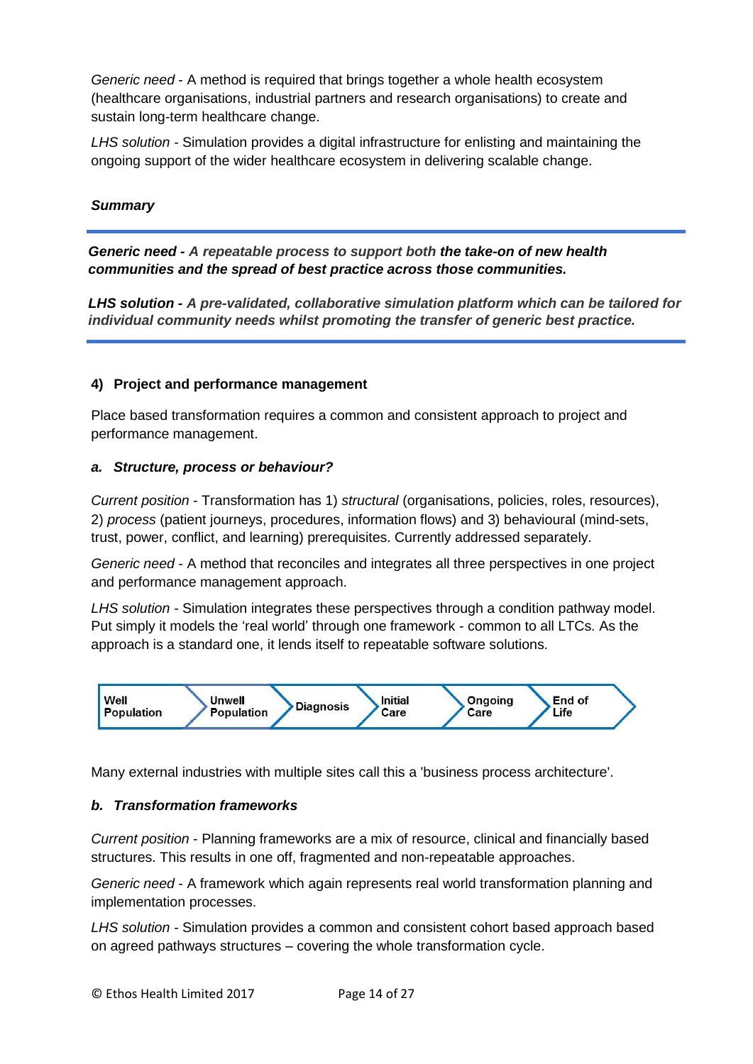*Generic need* - A method is required that brings together a whole health ecosystem (healthcare organisations, industrial partners and research organisations) to create and sustain long-term healthcare change.

*LHS solution* - Simulation provides a digital infrastructure for enlisting and maintaining the ongoing support of the wider healthcare ecosystem in delivering scalable change.

***Summary***

---

***Generic need** - A repeatable process to support both **the take-on of new health communities and the spread of best practice across those communities.***

***LHS solution** - A pre-validated, collaborative simulation platform which can be tailored for individual community needs whilst promoting the transfer of generic best practice.*

---

### 4) Project and performance management

Place based transformation requires a common and consistent approach to project and performance management.

#### *a. Structure, process or behaviour?*

*Current position* - Transformation has 1) *structural* (organisations, policies, roles, resources), 2) *process* (patient journeys, procedures, information flows) and 3) behavioural (mind-sets, trust, power, conflict, and learning) prerequisites. Currently addressed separately.

*Generic need* - A method that reconciles and integrates all three perspectives in one project and performance management approach.

*LHS solution* - Simulation integrates these perspectives through a condition pathway model. Put simply it models the 'real world' through one framework - common to all LTCs. As the approach is a standard one, it lends itself to repeatable software solutions.

Well Population → Unwell Population → Diagnosis → Initial Care → Ongoing Care → End of Life

Many external industries with multiple sites call this a 'business process architecture'.

#### *b. Transformation frameworks*

*Current position* - Planning frameworks are a mix of resource, clinical and financially based structures. This results in one off, fragmented and non-repeatable approaches.

*Generic need* - A framework which again represents real world transformation planning and implementation processes.

*LHS solution* - Simulation provides a common and consistent cohort based approach based on agreed pathways structures – covering the whole transformation cycle.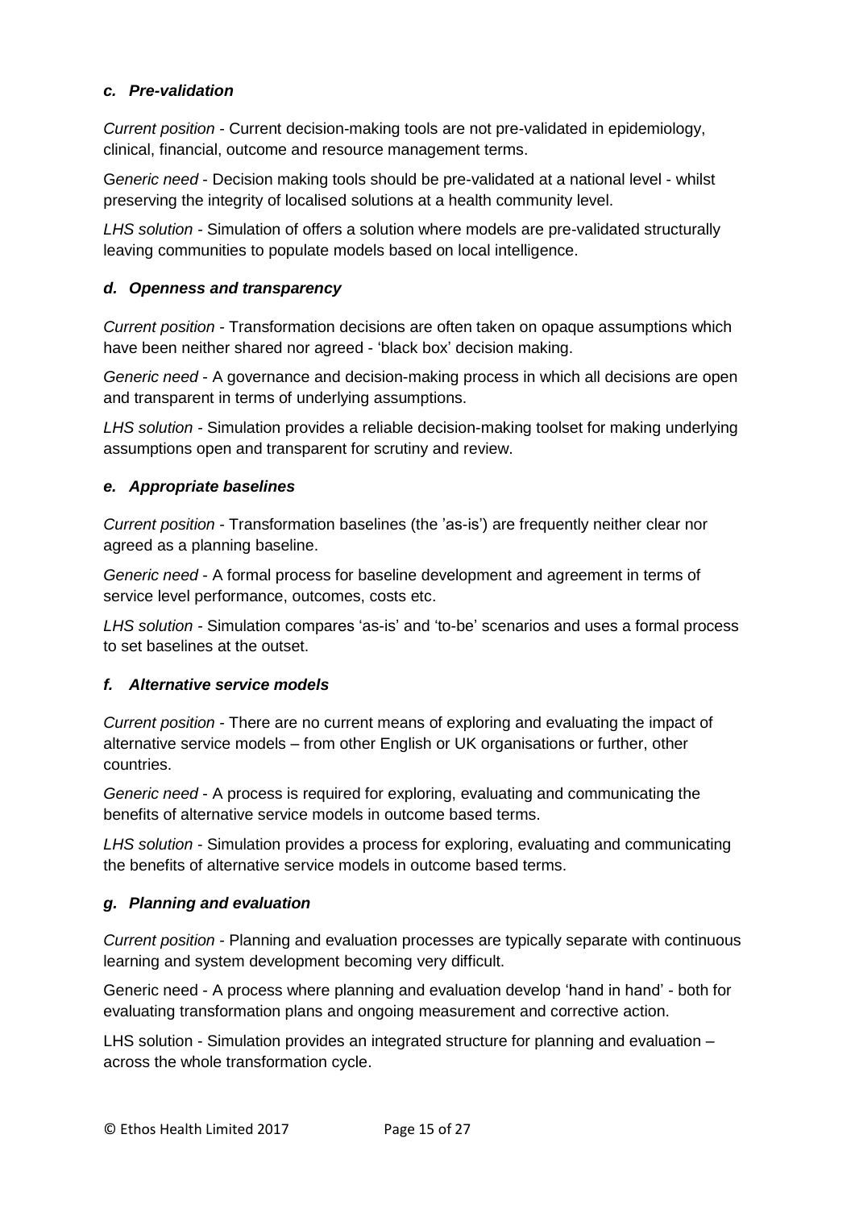### *c. Pre-validation*

*Current position* - Current decision-making tools are not pre-validated in epidemiology, clinical, financial, outcome and resource management terms.

G*eneric need* - Decision making tools should be pre-validated at a national level - whilst preserving the integrity of localised solutions at a health community level.

*LHS solution* - Simulation of offers a solution where models are pre-validated structurally leaving communities to populate models based on local intelligence.

### *d. Openness and transparency*

*Current position* - Transformation decisions are often taken on opaque assumptions which have been neither shared nor agreed - 'black box' decision making.

*Generic need* - A governance and decision-making process in which all decisions are open and transparent in terms of underlying assumptions.

*LHS solution* - Simulation provides a reliable decision-making toolset for making underlying assumptions open and transparent for scrutiny and review.

### *e. Appropriate baselines*

*Current position* - Transformation baselines (the 'as-is') are frequently neither clear nor agreed as a planning baseline.

*Generic need* - A formal process for baseline development and agreement in terms of service level performance, outcomes, costs etc.

*LHS solution* - Simulation compares 'as-is' and 'to-be' scenarios and uses a formal process to set baselines at the outset.

### *f. Alternative service models*

*Current position* - There are no current means of exploring and evaluating the impact of alternative service models – from other English or UK organisations or further, other countries.

*Generic need* - A process is required for exploring, evaluating and communicating the benefits of alternative service models in outcome based terms.

*LHS solution* - Simulation provides a process for exploring, evaluating and communicating the benefits of alternative service models in outcome based terms.

### *g. Planning and evaluation*

*Current position* - Planning and evaluation processes are typically separate with continuous learning and system development becoming very difficult.

Generic need - A process where planning and evaluation develop 'hand in hand' - both for evaluating transformation plans and ongoing measurement and corrective action.

LHS solution - Simulation provides an integrated structure for planning and evaluation – across the whole transformation cycle.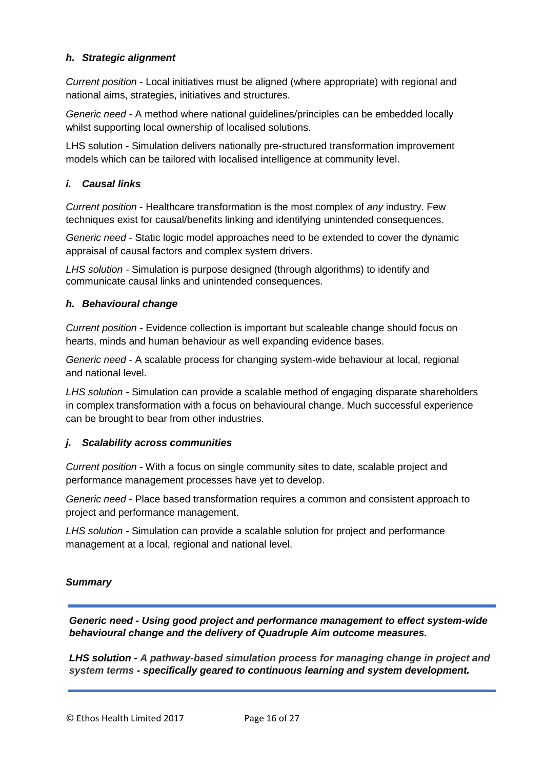#### *h. Strategic alignment*

*Current position* - Local initiatives must be aligned (where appropriate) with regional and national aims, strategies, initiatives and structures.

*Generic need* - A method where national guidelines/principles can be embedded locally whilst supporting local ownership of localised solutions.

LHS solution - Simulation delivers nationally pre-structured transformation improvement models which can be tailored with localised intelligence at community level.

#### *i. Causal links*

*Current position* - Healthcare transformation is the most complex of *any* industry. Few techniques exist for causal/benefits linking and identifying unintended consequences.

*Generic need* - Static logic model approaches need to be extended to cover the dynamic appraisal of causal factors and complex system drivers.

*LHS solution* - Simulation is purpose designed (through algorithms) to identify and communicate causal links and unintended consequences.

#### *h. Behavioural change*

*Current position* - Evidence collection is important but scaleable change should focus on hearts, minds and human behaviour as well expanding evidence bases.

*Generic need* - A scalable process for changing system-wide behaviour at local, regional and national level.

*LHS solution* - Simulation can provide a scalable method of engaging disparate shareholders in complex transformation with a focus on behavioural change. Much successful experience can be brought to bear from other industries.

#### *j. Scalability across communities*

*Current position* - With a focus on single community sites to date, scalable project and performance management processes have yet to develop.

*Generic need* - Place based transformation requires a common and consistent approach to project and performance management.

*LHS solution* - Simulation can provide a scalable solution for project and performance management at a local, regional and national level.

***Summary***

---

***Generic need - Using good project and performance management to effect system-wide behavioural change and the delivery of Quadruple Aim outcome measures.***

***LHS solution - A pathway-based simulation process for managing change in project and system terms - specifically geared to continuous learning and system development.***

---

© Ethos Health Limited 2017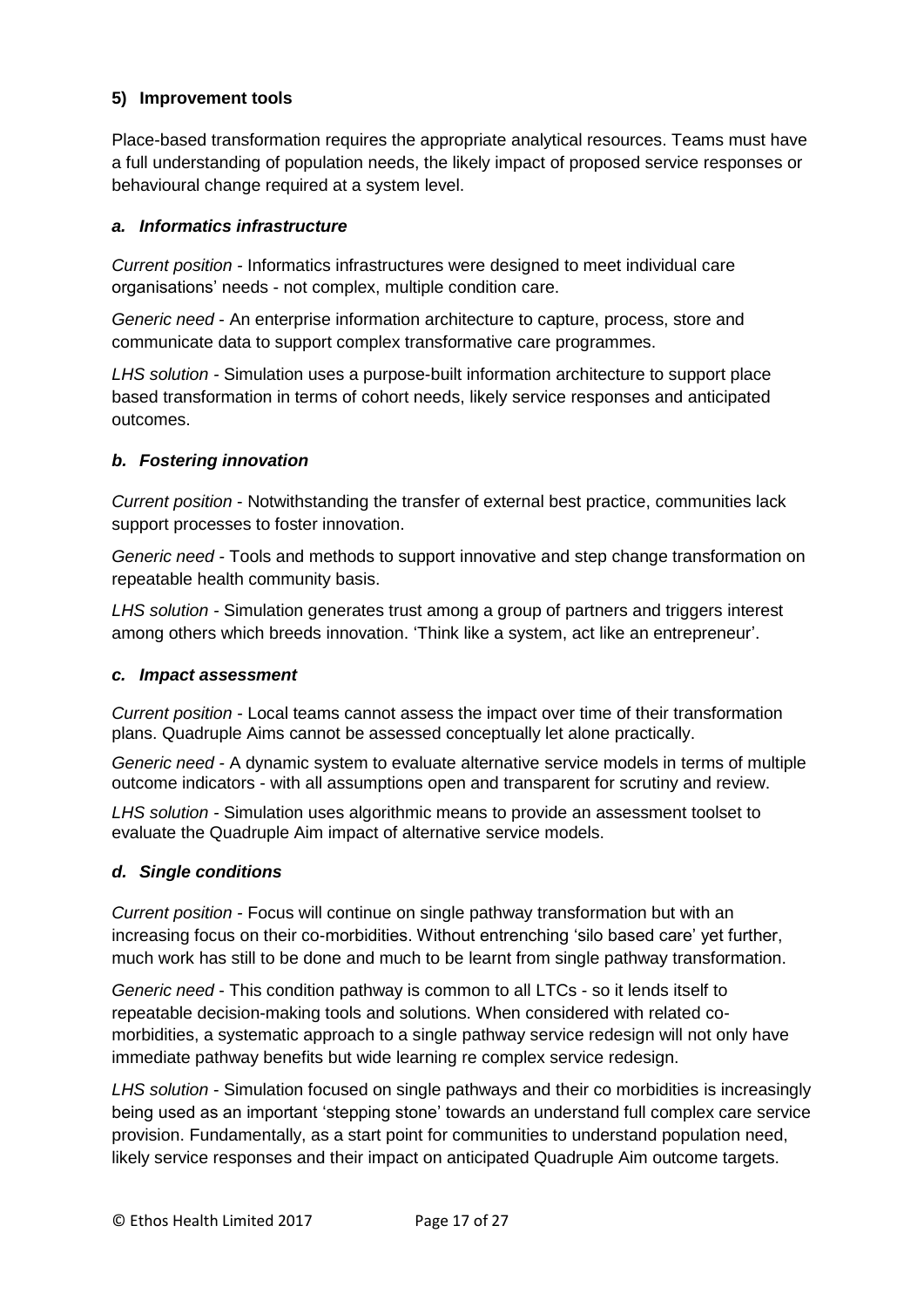## 5) Improvement tools

Place-based transformation requires the appropriate analytical resources. Teams must have a full understanding of population needs, the likely impact of proposed service responses or behavioural change required at a system level.

### *a. Informatics infrastructure*

*Current position* - Informatics infrastructures were designed to meet individual care organisations' needs - not complex, multiple condition care.

*Generic need* - An enterprise information architecture to capture, process, store and communicate data to support complex transformative care programmes.

*LHS solution* - Simulation uses a purpose-built information architecture to support place based transformation in terms of cohort needs, likely service responses and anticipated outcomes.

### *b. Fostering innovation*

*Current position* - Notwithstanding the transfer of external best practice, communities lack support processes to foster innovation.

*Generic need* - Tools and methods to support innovative and step change transformation on repeatable health community basis.

*LHS solution* - Simulation generates trust among a group of partners and triggers interest among others which breeds innovation. 'Think like a system, act like an entrepreneur'.

### *c. Impact assessment*

*Current position* - Local teams cannot assess the impact over time of their transformation plans. Quadruple Aims cannot be assessed conceptually let alone practically.

*Generic need* - A dynamic system to evaluate alternative service models in terms of multiple outcome indicators - with all assumptions open and transparent for scrutiny and review.

*LHS solution* - Simulation uses algorithmic means to provide an assessment toolset to evaluate the Quadruple Aim impact of alternative service models.

### *d. Single conditions*

*Current position* - Focus will continue on single pathway transformation but with an increasing focus on their co-morbidities. Without entrenching 'silo based care' yet further, much work has still to be done and much to be learnt from single pathway transformation.

*Generic need* - This condition pathway is common to all LTCs - so it lends itself to repeatable decision-making tools and solutions. When considered with related co-morbidities, a systematic approach to a single pathway service redesign will not only have immediate pathway benefits but wide learning re complex service redesign.

*LHS solution* - Simulation focused on single pathways and their co morbidities is increasingly being used as an important 'stepping stone' towards an understand full complex care service provision. Fundamentally, as a start point for communities to understand population need, likely service responses and their impact on anticipated Quadruple Aim outcome targets.

© Ethos Health Limited 2017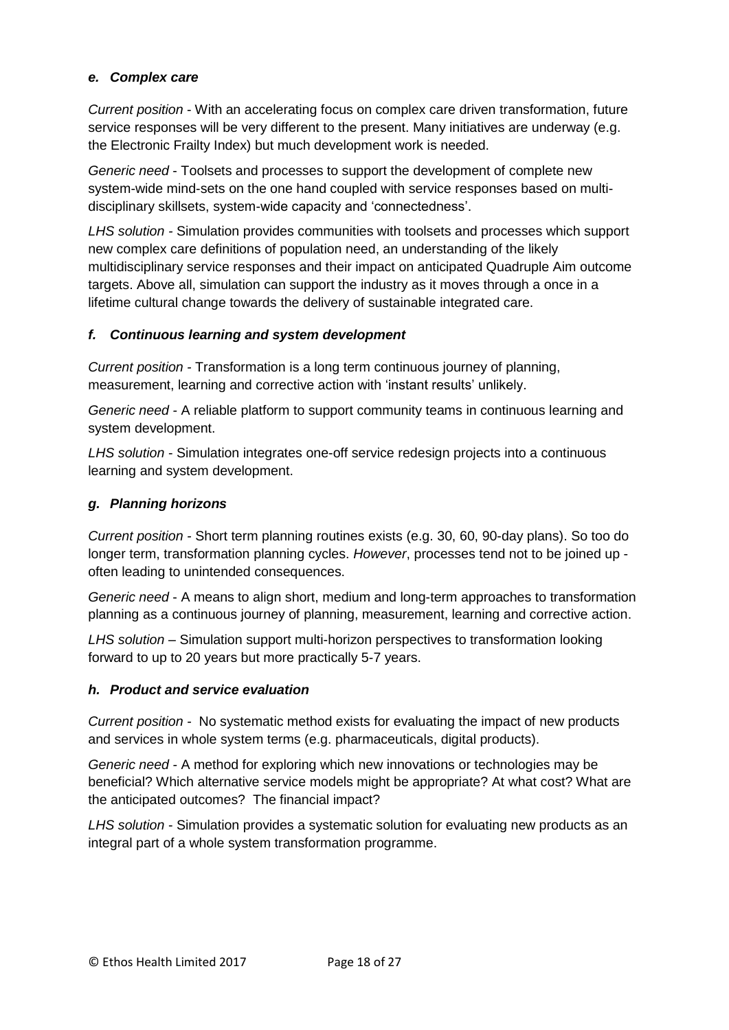### *e. Complex care*

*Current position* - With an accelerating focus on complex care driven transformation, future service responses will be very different to the present. Many initiatives are underway (e.g. the Electronic Frailty Index) but much development work is needed.

*Generic need* - Toolsets and processes to support the development of complete new system-wide mind-sets on the one hand coupled with service responses based on multi-disciplinary skillsets, system-wide capacity and 'connectedness'.

*LHS solution* - Simulation provides communities with toolsets and processes which support new complex care definitions of population need, an understanding of the likely multidisciplinary service responses and their impact on anticipated Quadruple Aim outcome targets. Above all, simulation can support the industry as it moves through a once in a lifetime cultural change towards the delivery of sustainable integrated care.

### *f. Continuous learning and system development*

*Current position* - Transformation is a long term continuous journey of planning, measurement, learning and corrective action with 'instant results' unlikely.

*Generic need* - A reliable platform to support community teams in continuous learning and system development.

*LHS solution* - Simulation integrates one-off service redesign projects into a continuous learning and system development.

### *g. Planning horizons*

*Current position* - Short term planning routines exists (e.g. 30, 60, 90-day plans). So too do longer term, transformation planning cycles. *However*, processes tend not to be joined up - often leading to unintended consequences.

*Generic need* - A means to align short, medium and long-term approaches to transformation planning as a continuous journey of planning, measurement, learning and corrective action.

*LHS solution* – Simulation support multi-horizon perspectives to transformation looking forward to up to 20 years but more practically 5-7 years.

### *h. Product and service evaluation*

*Current position* - No systematic method exists for evaluating the impact of new products and services in whole system terms (e.g. pharmaceuticals, digital products).

*Generic need* - A method for exploring which new innovations or technologies may be beneficial? Which alternative service models might be appropriate? At what cost? What are the anticipated outcomes? The financial impact?

*LHS solution* - Simulation provides a systematic solution for evaluating new products as an integral part of a whole system transformation programme.

© Ethos Health Limited 2017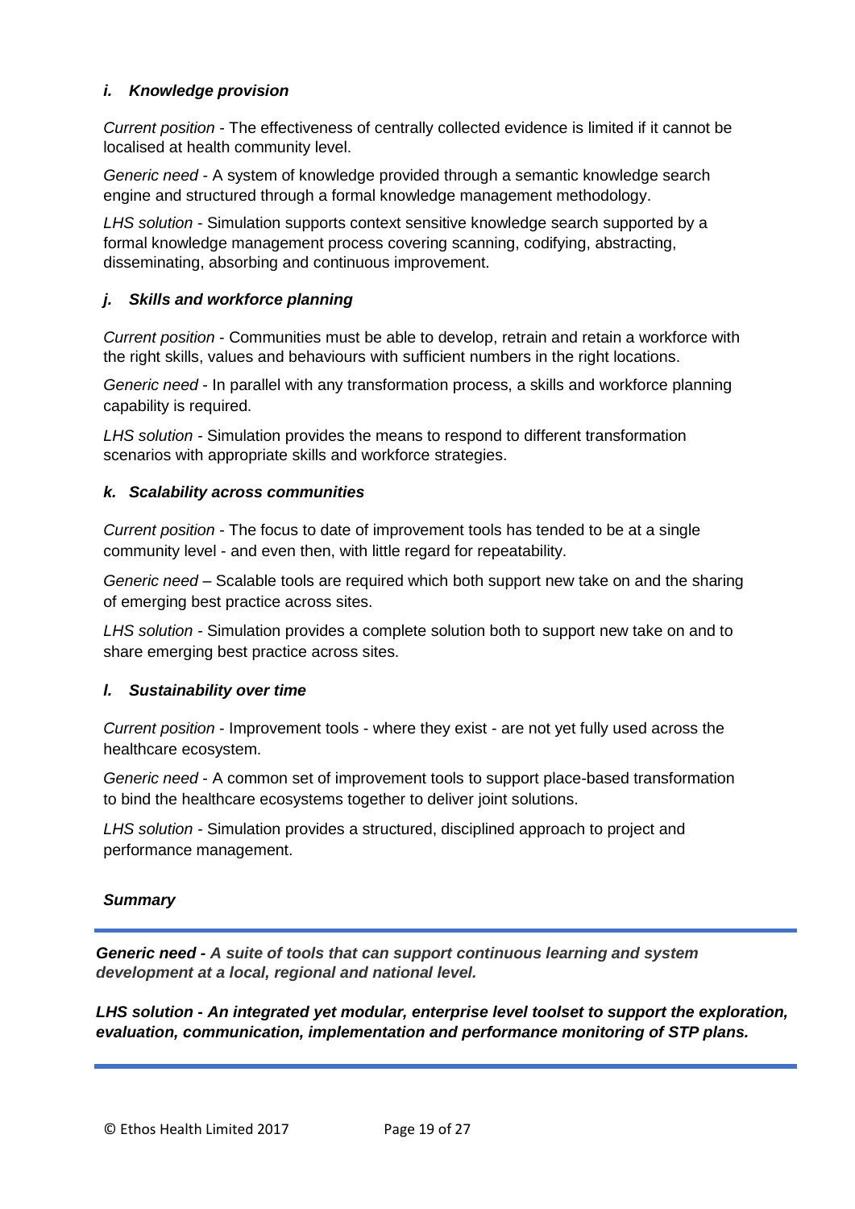### *i. Knowledge provision*

*Current position* - The effectiveness of centrally collected evidence is limited if it cannot be localised at health community level.

*Generic need* - A system of knowledge provided through a semantic knowledge search engine and structured through a formal knowledge management methodology.

*LHS solution* - Simulation supports context sensitive knowledge search supported by a formal knowledge management process covering scanning, codifying, abstracting, disseminating, absorbing and continuous improvement.

### *j. Skills and workforce planning*

*Current position* - Communities must be able to develop, retrain and retain a workforce with the right skills, values and behaviours with sufficient numbers in the right locations.

*Generic need* - In parallel with any transformation process, a skills and workforce planning capability is required.

*LHS solution* - Simulation provides the means to respond to different transformation scenarios with appropriate skills and workforce strategies.

### *k. Scalability across communities*

*Current position* - The focus to date of improvement tools has tended to be at a single community level - and even then, with little regard for repeatability.

*Generic need* – Scalable tools are required which both support new take on and the sharing of emerging best practice across sites.

*LHS solution* - Simulation provides a complete solution both to support new take on and to share emerging best practice across sites.

### *l. Sustainability over time*

*Current position* - Improvement tools - where they exist - are not yet fully used across the healthcare ecosystem.

*Generic need* - A common set of improvement tools to support place-based transformation to bind the healthcare ecosystems together to deliver joint solutions.

*LHS solution* - Simulation provides a structured, disciplined approach to project and performance management.

### *Summary*

---

***Generic need - A suite of tools that can support continuous learning and system development at a local, regional and national level.***

***LHS solution - An integrated yet modular, enterprise level toolset to support the exploration, evaluation, communication, implementation and performance monitoring of STP plans.***

---

© Ethos Health Limited 2017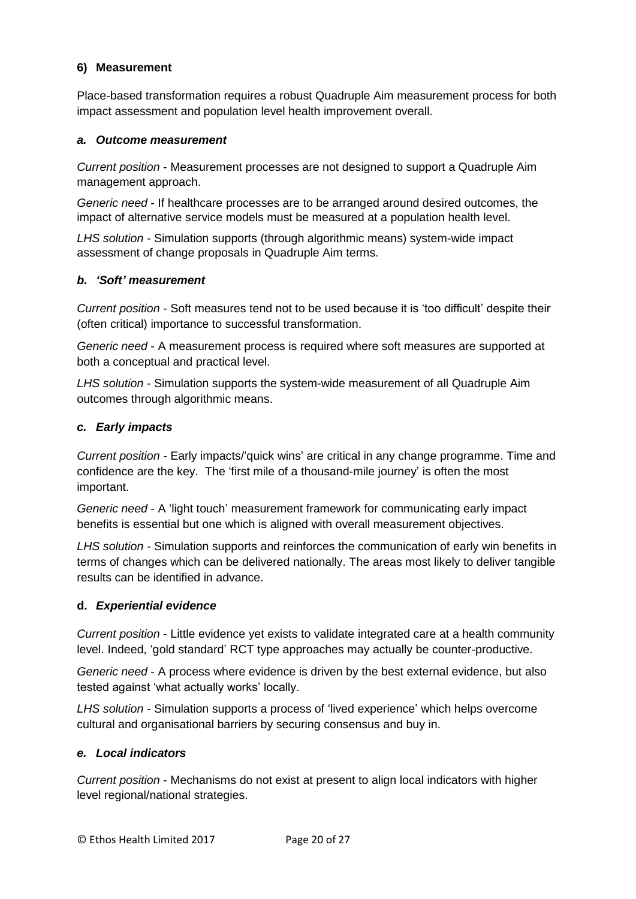## 6) Measurement

Place-based transformation requires a robust Quadruple Aim measurement process for both impact assessment and population level health improvement overall.

### *a. Outcome measurement*

*Current position* - Measurement processes are not designed to support a Quadruple Aim management approach.

*Generic need* - If healthcare processes are to be arranged around desired outcomes, the impact of alternative service models must be measured at a population health level.

*LHS solution* - Simulation supports (through algorithmic means) system-wide impact assessment of change proposals in Quadruple Aim terms.

### *b. 'Soft' measurement*

*Current position* - Soft measures tend not to be used because it is 'too difficult' despite their (often critical) importance to successful transformation.

*Generic need* - A measurement process is required where soft measures are supported at both a conceptual and practical level.

*LHS solution* - Simulation supports the system-wide measurement of all Quadruple Aim outcomes through algorithmic means.

### *c. Early impacts*

*Current position* - Early impacts/'quick wins' are critical in any change programme. Time and confidence are the key. The 'first mile of a thousand-mile journey' is often the most important.

*Generic need* - A 'light touch' measurement framework for communicating early impact benefits is essential but one which is aligned with overall measurement objectives.

*LHS solution* - Simulation supports and reinforces the communication of early win benefits in terms of changes which can be delivered nationally. The areas most likely to deliver tangible results can be identified in advance.

### d. *Experiential evidence*

*Current position* - Little evidence yet exists to validate integrated care at a health community level. Indeed, 'gold standard' RCT type approaches may actually be counter-productive.

*Generic need* - A process where evidence is driven by the best external evidence, but also tested against 'what actually works' locally.

*LHS solution* - Simulation supports a process of 'lived experience' which helps overcome cultural and organisational barriers by securing consensus and buy in.

### *e. Local indicators*

*Current position* - Mechanisms do not exist at present to align local indicators with higher level regional/national strategies.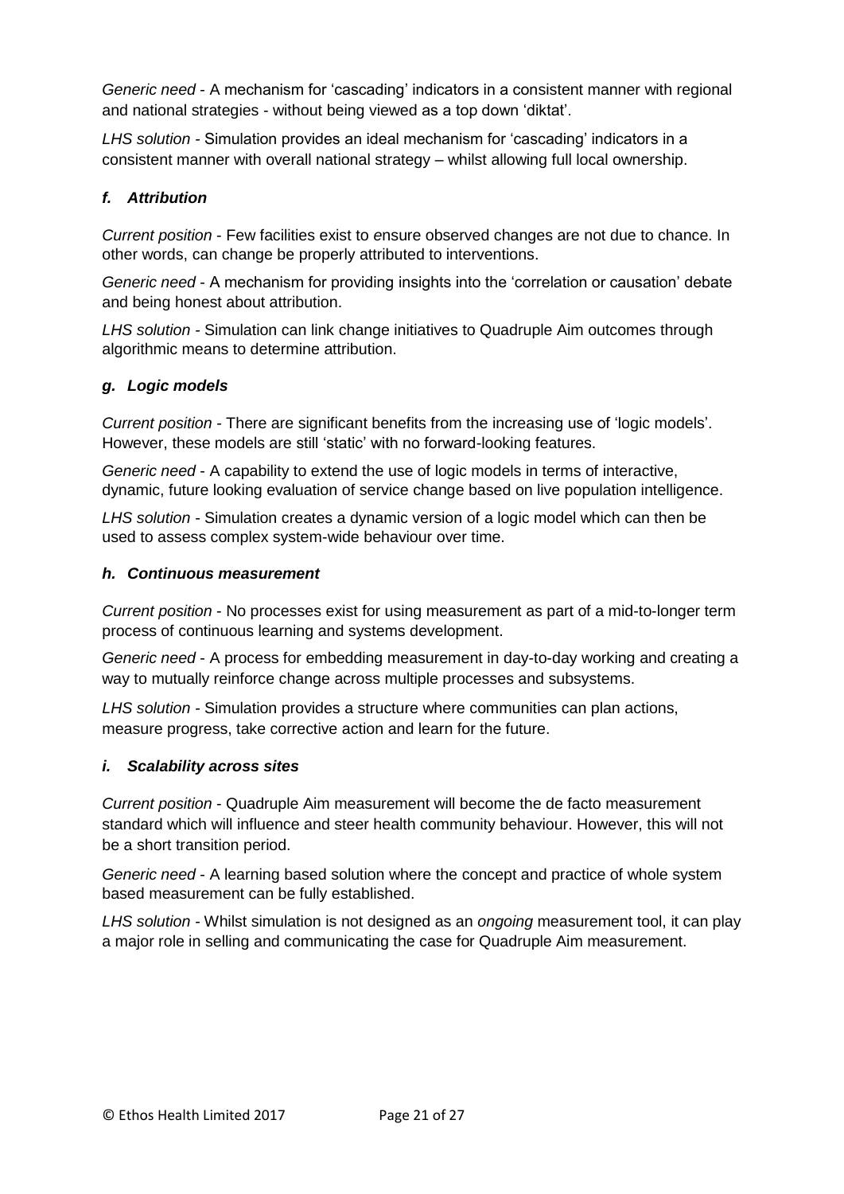*Generic need* - A mechanism for 'cascading' indicators in a consistent manner with regional and national strategies - without being viewed as a top down 'diktat'.

*LHS solution* - Simulation provides an ideal mechanism for 'cascading' indicators in a consistent manner with overall national strategy – whilst allowing full local ownership.

### *f. Attribution*

*Current position* - Few facilities exist to ensure observed changes are not due to chance. In other words, can change be properly attributed to interventions.

*Generic need* - A mechanism for providing insights into the 'correlation or causation' debate and being honest about attribution.

*LHS solution* - Simulation can link change initiatives to Quadruple Aim outcomes through algorithmic means to determine attribution.

### *g. Logic models*

*Current position* - There are significant benefits from the increasing use of 'logic models'. However, these models are still 'static' with no forward-looking features.

*Generic need* - A capability to extend the use of logic models in terms of interactive, dynamic, future looking evaluation of service change based on live population intelligence.

*LHS solution* - Simulation creates a dynamic version of a logic model which can then be used to assess complex system-wide behaviour over time.

### *h. Continuous measurement*

*Current position* - No processes exist for using measurement as part of a mid-to-longer term process of continuous learning and systems development.

*Generic need* - A process for embedding measurement in day-to-day working and creating a way to mutually reinforce change across multiple processes and subsystems.

*LHS solution* - Simulation provides a structure where communities can plan actions, measure progress, take corrective action and learn for the future.

### *i. Scalability across sites*

*Current position* - Quadruple Aim measurement will become the de facto measurement standard which will influence and steer health community behaviour. However, this will not be a short transition period.

*Generic need* - A learning based solution where the concept and practice of whole system based measurement can be fully established.

*LHS solution* - Whilst simulation is not designed as an *ongoing* measurement tool, it can play a major role in selling and communicating the case for Quadruple Aim measurement.

© Ethos Health Limited 2017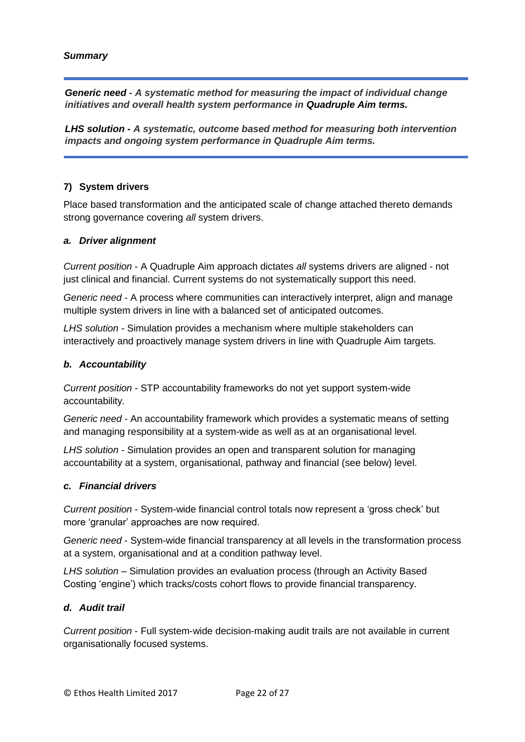***Summary***

---

***Generic need** - A systematic method for measuring the impact of individual change initiatives and overall health system performance in **Quadruple Aim terms.***

***LHS solution** - A systematic, outcome based method for measuring both intervention impacts and ongoing system performance in Quadruple Aim terms.*

---

### 7) System drivers

Place based transformation and the anticipated scale of change attached thereto demands strong governance covering *all* system drivers.

#### *a. Driver alignment*

*Current position* - A Quadruple Aim approach dictates *all* systems drivers are aligned - not just clinical and financial. Current systems do not systematically support this need.

*Generic need* - A process where communities can interactively interpret, align and manage multiple system drivers in line with a balanced set of anticipated outcomes.

*LHS solution* - Simulation provides a mechanism where multiple stakeholders can interactively and proactively manage system drivers in line with Quadruple Aim targets.

#### *b. Accountability*

*Current position* - STP accountability frameworks do not yet support system-wide accountability.

*Generic need* - An accountability framework which provides a systematic means of setting and managing responsibility at a system-wide as well as at an organisational level.

*LHS solution* - Simulation provides an open and transparent solution for managing accountability at a system, organisational, pathway and financial (see below) level.

#### *c. Financial drivers*

*Current position* - System-wide financial control totals now represent a 'gross check' but more 'granular' approaches are now required.

*Generic need* - System-wide financial transparency at all levels in the transformation process at a system, organisational and at a condition pathway level.

*LHS solution* – Simulation provides an evaluation process (through an Activity Based Costing 'engine') which tracks/costs cohort flows to provide financial transparency.

#### *d. Audit trail*

*Current position* - Full system-wide decision-making audit trails are not available in current organisationally focused systems.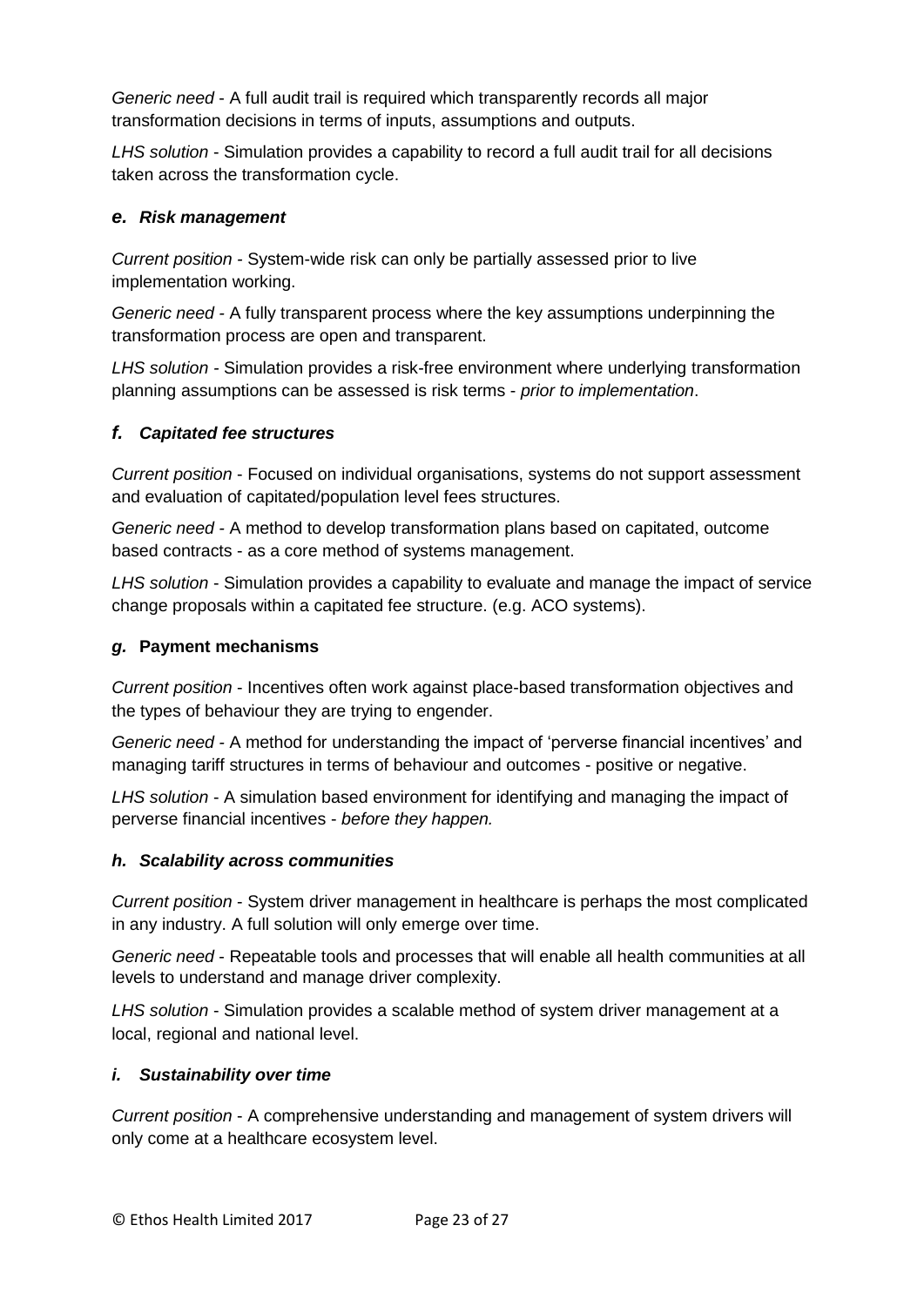*Generic need* - A full audit trail is required which transparently records all major transformation decisions in terms of inputs, assumptions and outputs.

*LHS solution* - Simulation provides a capability to record a full audit trail for all decisions taken across the transformation cycle.

### *e. Risk management*

*Current position* - System-wide risk can only be partially assessed prior to live implementation working.

*Generic need* - A fully transparent process where the key assumptions underpinning the transformation process are open and transparent.

*LHS solution* - Simulation provides a risk-free environment where underlying transformation planning assumptions can be assessed is risk terms - *prior to implementation*.

### *f. Capitated fee structures*

*Current position* - Focused on individual organisations, systems do not support assessment and evaluation of capitated/population level fees structures.

*Generic need* - A method to develop transformation plans based on capitated, outcome based contracts - as a core method of systems management.

*LHS solution* - Simulation provides a capability to evaluate and manage the impact of service change proposals within a capitated fee structure. (e.g. ACO systems).

### *g.* **Payment mechanisms**

*Current position* - Incentives often work against place-based transformation objectives and the types of behaviour they are trying to engender.

*Generic need* - A method for understanding the impact of 'perverse financial incentives' and managing tariff structures in terms of behaviour and outcomes - positive or negative.

*LHS solution* - A simulation based environment for identifying and managing the impact of perverse financial incentives - *before they happen.*

### *h. Scalability across communities*

*Current position* - System driver management in healthcare is perhaps the most complicated in any industry. A full solution will only emerge over time.

*Generic need* - Repeatable tools and processes that will enable all health communities at all levels to understand and manage driver complexity.

*LHS solution* - Simulation provides a scalable method of system driver management at a local, regional and national level.

### *i. Sustainability over time*

*Current position* - A comprehensive understanding and management of system drivers will only come at a healthcare ecosystem level.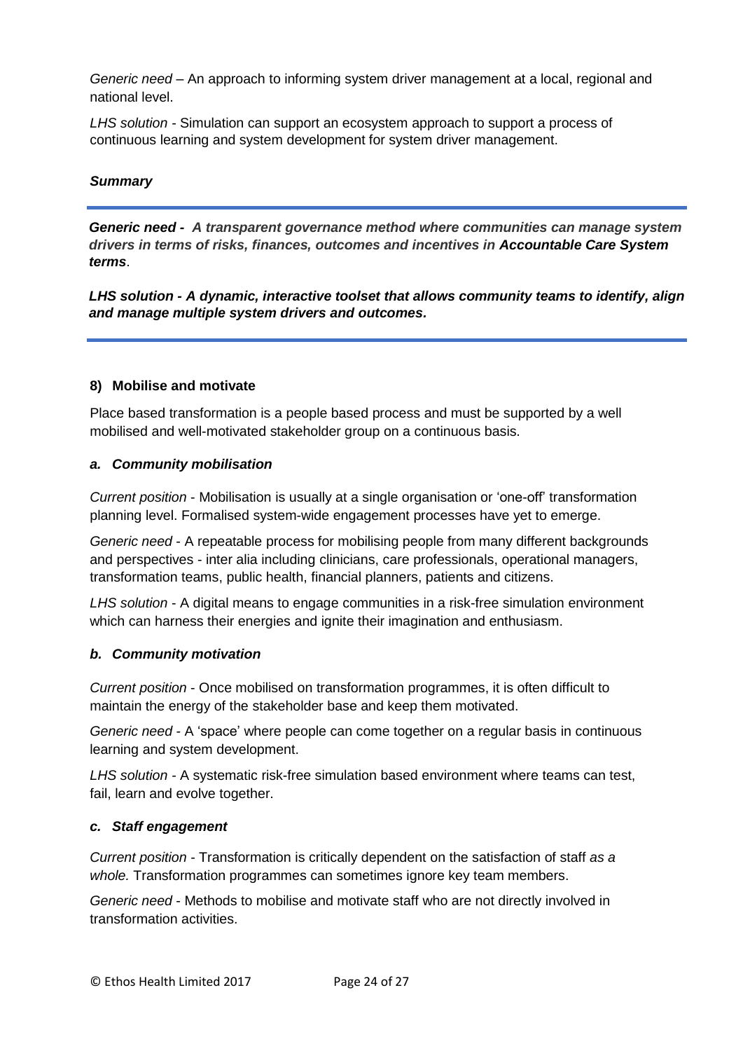*Generic need* – An approach to informing system driver management at a local, regional and national level.

*LHS solution* - Simulation can support an ecosystem approach to support a process of continuous learning and system development for system driver management.

***Summary***

---

***Generic need - A transparent governance method where communities can manage system drivers in terms of risks, finances, outcomes and incentives in Accountable Care System terms***.

***LHS solution - A dynamic, interactive toolset that allows community teams to identify, align and manage multiple system drivers and outcomes.***

---

**8) Mobilise and motivate**

Place based transformation is a people based process and must be supported by a well mobilised and well-motivated stakeholder group on a continuous basis.

***a. Community mobilisation***

*Current position* - Mobilisation is usually at a single organisation or 'one-off' transformation planning level. Formalised system-wide engagement processes have yet to emerge.

*Generic need* - A repeatable process for mobilising people from many different backgrounds and perspectives - inter alia including clinicians, care professionals, operational managers, transformation teams, public health, financial planners, patients and citizens.

*LHS solution* - A digital means to engage communities in a risk-free simulation environment which can harness their energies and ignite their imagination and enthusiasm.

***b. Community motivation***

*Current position* - Once mobilised on transformation programmes, it is often difficult to maintain the energy of the stakeholder base and keep them motivated.

*Generic need* - A 'space' where people can come together on a regular basis in continuous learning and system development.

*LHS solution* - A systematic risk-free simulation based environment where teams can test, fail, learn and evolve together.

***c. Staff engagement***

*Current position* - Transformation is critically dependent on the satisfaction of staff *as a whole.* Transformation programmes can sometimes ignore key team members.

*Generic need* - Methods to mobilise and motivate staff who are not directly involved in transformation activities.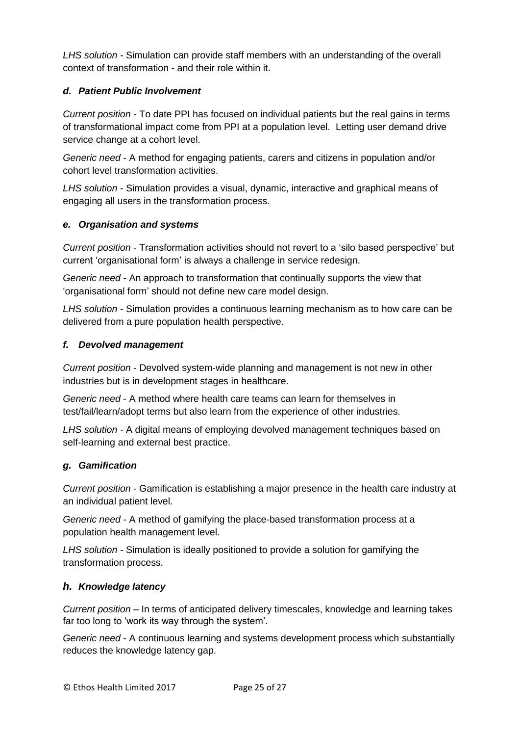*LHS solution* - Simulation can provide staff members with an understanding of the overall context of transformation - and their role within it.

### *d. Patient Public Involvement*

*Current position* - To date PPI has focused on individual patients but the real gains in terms of transformational impact come from PPI at a population level. Letting user demand drive service change at a cohort level.

*Generic need* - A method for engaging patients, carers and citizens in population and/or cohort level transformation activities.

*LHS solution* - Simulation provides a visual, dynamic, interactive and graphical means of engaging all users in the transformation process.

### *e. Organisation and systems*

*Current position* - Transformation activities should not revert to a 'silo based perspective' but current 'organisational form' is always a challenge in service redesign.

*Generic need* - An approach to transformation that continually supports the view that 'organisational form' should not define new care model design.

*LHS solution* - Simulation provides a continuous learning mechanism as to how care can be delivered from a pure population health perspective.

### *f. Devolved management*

*Current position* - Devolved system-wide planning and management is not new in other industries but is in development stages in healthcare.

*Generic need* - A method where health care teams can learn for themselves in test/fail/learn/adopt terms but also learn from the experience of other industries.

*LHS solution* - A digital means of employing devolved management techniques based on self-learning and external best practice.

### *g. Gamification*

*Current position* - Gamification is establishing a major presence in the health care industry at an individual patient level.

*Generic need* - A method of gamifying the place-based transformation process at a population health management level.

*LHS solution* - Simulation is ideally positioned to provide a solution for gamifying the transformation process.

### *h. Knowledge latency*

*Current position* – In terms of anticipated delivery timescales, knowledge and learning takes far too long to 'work its way through the system'.

*Generic need* - A continuous learning and systems development process which substantially reduces the knowledge latency gap.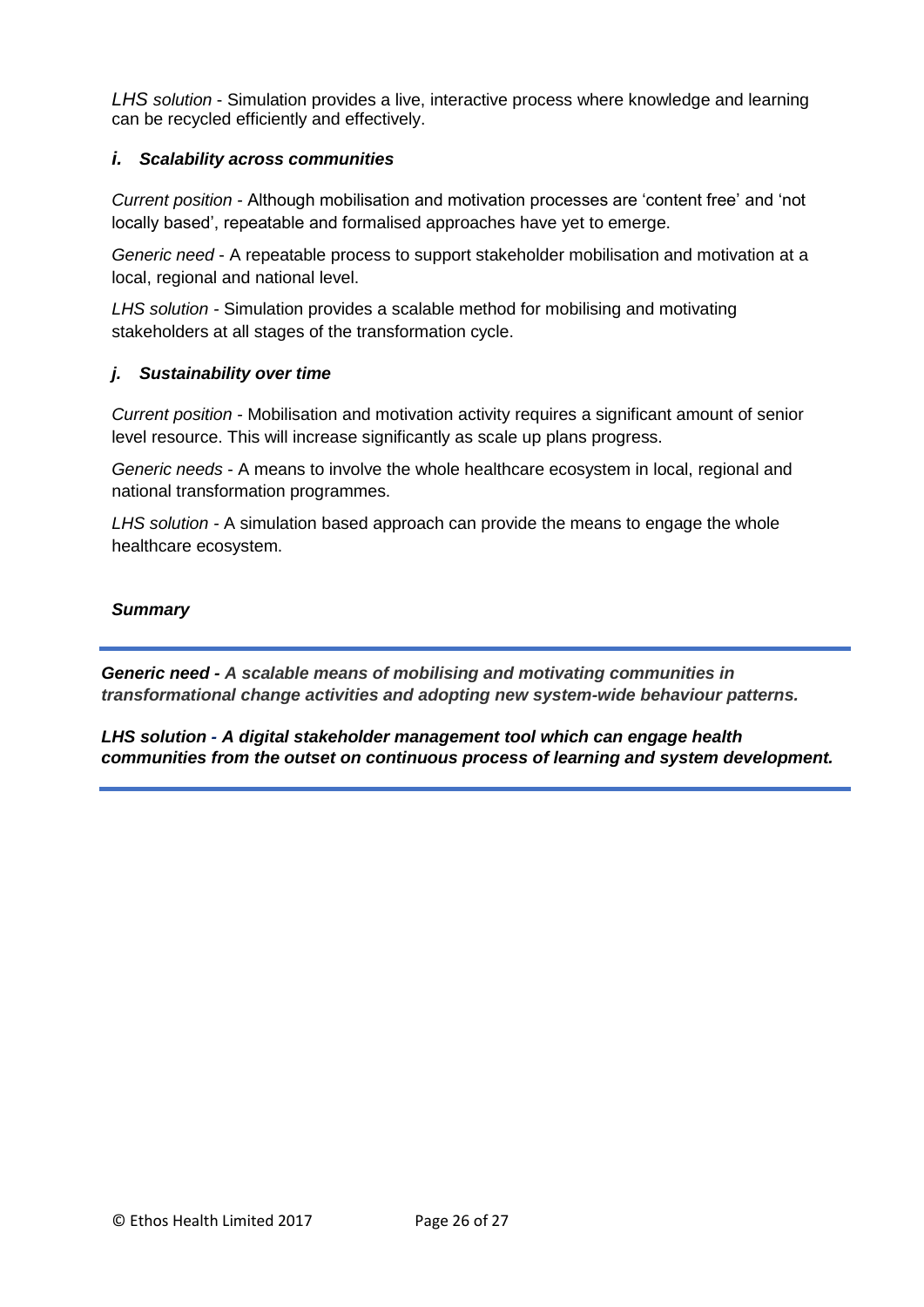*LHS solution* - Simulation provides a live, interactive process where knowledge and learning can be recycled efficiently and effectively.

### *i. Scalability across communities*

*Current position* - Although mobilisation and motivation processes are 'content free' and 'not locally based', repeatable and formalised approaches have yet to emerge.

*Generic need* - A repeatable process to support stakeholder mobilisation and motivation at a local, regional and national level.

*LHS solution* - Simulation provides a scalable method for mobilising and motivating stakeholders at all stages of the transformation cycle.

### *j. Sustainability over time*

*Current position* - Mobilisation and motivation activity requires a significant amount of senior level resource. This will increase significantly as scale up plans progress.

*Generic needs* - A means to involve the whole healthcare ecosystem in local, regional and national transformation programmes.

*LHS solution* - A simulation based approach can provide the means to engage the whole healthcare ecosystem.

***Summary***

---

***Generic need - A scalable means of mobilising and motivating communities in transformational change activities and adopting new system-wide behaviour patterns.***

***LHS solution - A digital stakeholder management tool which can engage health communities from the outset on continuous process of learning and system development.***

---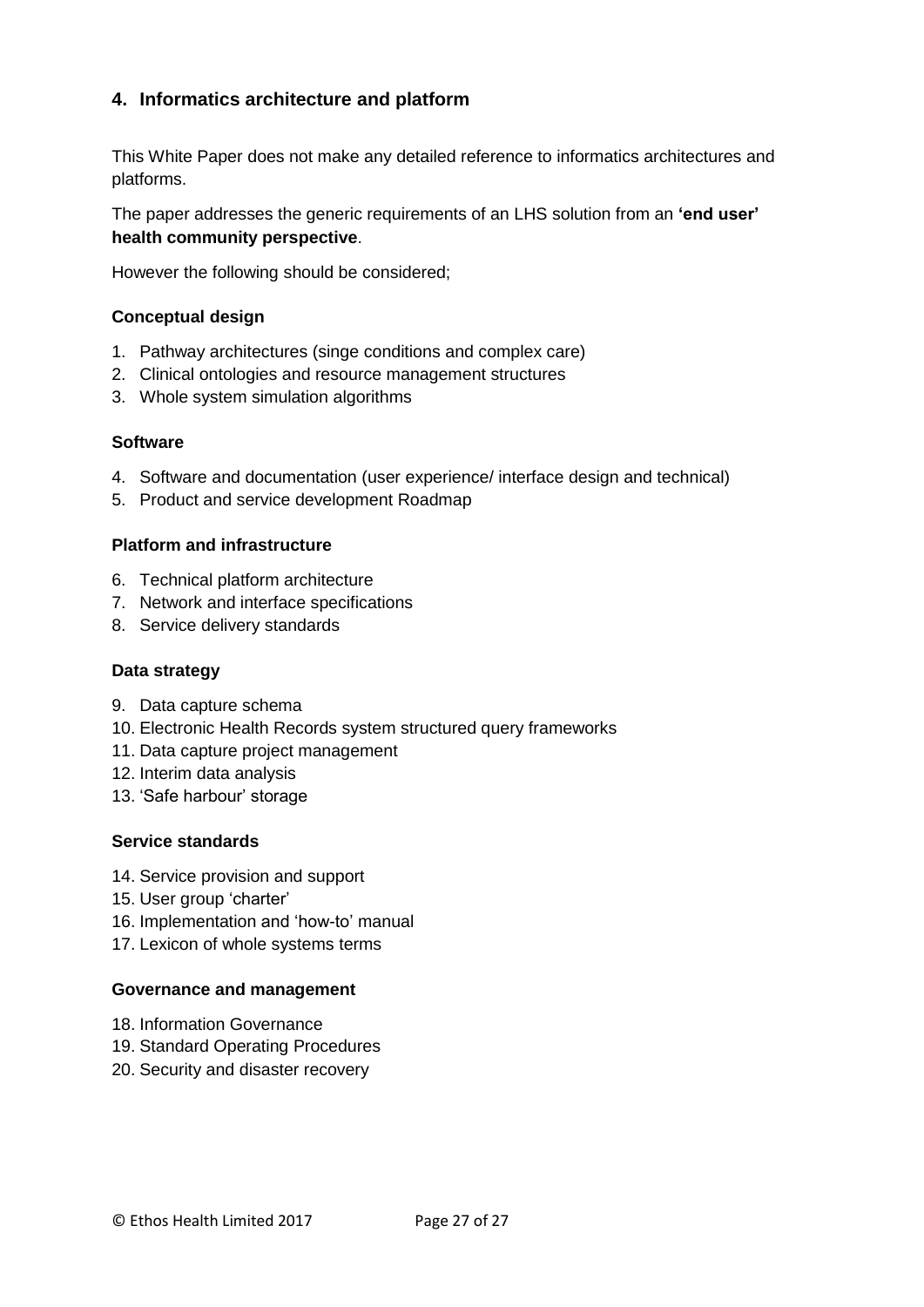## 4. Informatics architecture and platform

This White Paper does not make any detailed reference to informatics architectures and platforms.

The paper addresses the generic requirements of an LHS solution from an **'end user' health community perspective**.

However the following should be considered;

**Conceptual design**

1. Pathway architectures (singe conditions and complex care)
2. Clinical ontologies and resource management structures
3. Whole system simulation algorithms

**Software**

4. Software and documentation (user experience/ interface design and technical)
5. Product and service development Roadmap

**Platform and infrastructure**

6. Technical platform architecture
7. Network and interface specifications
8. Service delivery standards

**Data strategy**

9. Data capture schema
10. Electronic Health Records system structured query frameworks
11. Data capture project management
12. Interim data analysis
13. 'Safe harbour' storage

**Service standards**

14. Service provision and support
15. User group 'charter'
16. Implementation and 'how-to' manual
17. Lexicon of whole systems terms

**Governance and management**

18. Information Governance
19. Standard Operating Procedures
20. Security and disaster recovery

© Ethos Health Limited 2017